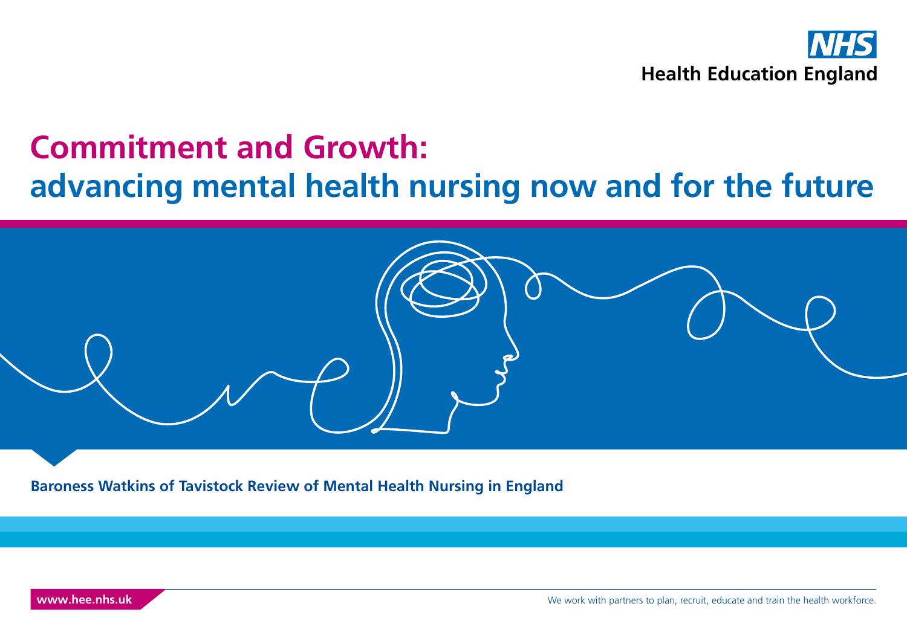NHS

Health Education England

# Commitment and Growth: advancing mental health nursing now and for the future

**Baroness Watkins of Tavistock Review of Mental Health Nursing in England**

**www.hee.nhs.uk**

We work with partners to plan, recruit, educate and train the health workforce.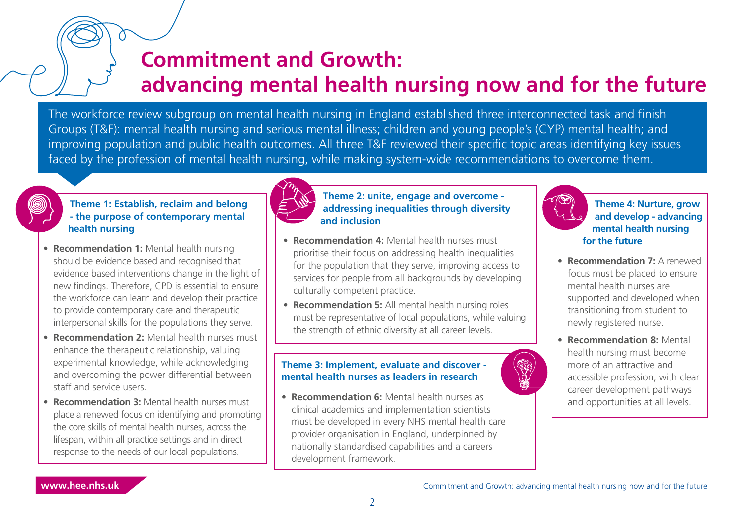# Commitment and Growth: advancing mental health nursing now and for the future

The workforce review subgroup on mental health nursing in England established three interconnected task and finish Groups (T&F): mental health nursing and serious mental illness; children and young people's (CYP) mental health; and improving population and public health outcomes. All three T&F reviewed their specific topic areas identifying key issues faced by the profession of mental health nursing, while making system-wide recommendations to overcome them.

### Theme 1: Establish, reclaim and belong - the purpose of contemporary mental health nursing

- **Recommendation 1:** Mental health nursing should be evidence based and recognised that evidence based interventions change in the light of new findings. Therefore, CPD is essential to ensure the workforce can learn and develop their practice to provide contemporary care and therapeutic interpersonal skills for the populations they serve.
- **Recommendation 2:** Mental health nurses must enhance the therapeutic relationship, valuing experimental knowledge, while acknowledging and overcoming the power differential between staff and service users.
- **Recommendation 3:** Mental health nurses must place a renewed focus on identifying and promoting the core skills of mental health nurses, across the lifespan, within all practice settings and in direct response to the needs of our local populations.

### Theme 2: unite, engage and overcome - addressing inequalities through diversity and inclusion

- **Recommendation 4:** Mental health nurses must prioritise their focus on addressing health inequalities for the population that they serve, improving access to services for people from all backgrounds by developing culturally competent practice.
- **Recommendation 5:** All mental health nursing roles must be representative of local populations, while valuing the strength of ethnic diversity at all career levels.

### Theme 3: Implement, evaluate and discover - mental health nurses as leaders in research

- **Recommendation 6:** Mental health nurses as clinical academics and implementation scientists must be developed in every NHS mental health care provider organisation in England, underpinned by nationally standardised capabilities and a careers development framework.

### Theme 4: Nurture, grow and develop - advancing mental health nursing for the future

- **Recommendation 7:** A renewed focus must be placed to ensure mental health nurses are supported and developed when transitioning from student to newly registered nurse.
- **Recommendation 8:** Mental health nursing must become more of an attractive and accessible profession, with clear career development pathways and opportunities at all levels.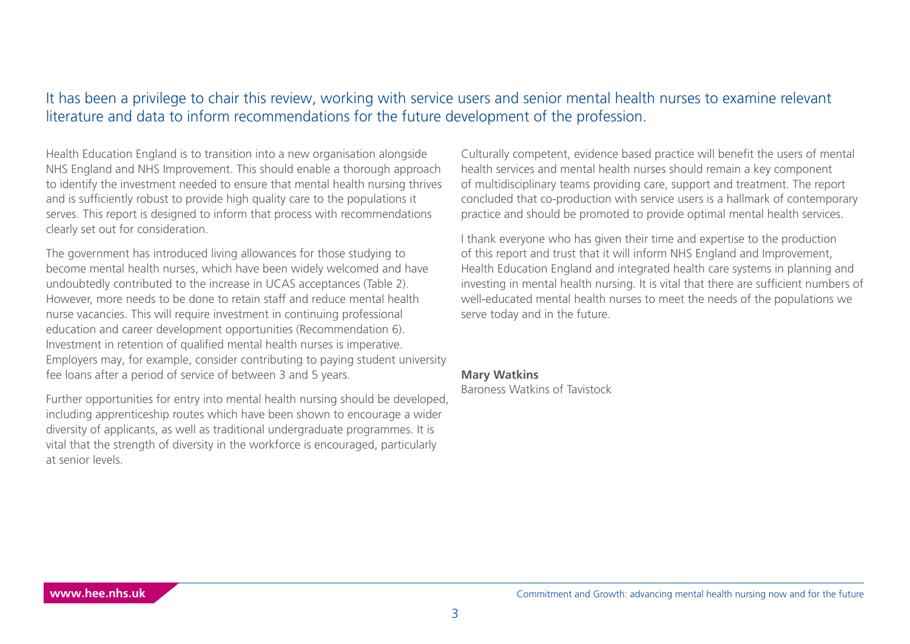It has been a privilege to chair this review, working with service users and senior mental health nurses to examine relevant literature and data to inform recommendations for the future development of the profession.

Health Education England is to transition into a new organisation alongside NHS England and NHS Improvement. This should enable a thorough approach to identify the investment needed to ensure that mental health nursing thrives and is sufficiently robust to provide high quality care to the populations it serves. This report is designed to inform that process with recommendations clearly set out for consideration.

The government has introduced living allowances for those studying to become mental health nurses, which have been widely welcomed and have undoubtedly contributed to the increase in UCAS acceptances (Table 2). However, more needs to be done to retain staff and reduce mental health nurse vacancies. This will require investment in continuing professional education and career development opportunities (Recommendation 6). Investment in retention of qualified mental health nurses is imperative. Employers may, for example, consider contributing to paying student university fee loans after a period of service of between 3 and 5 years.

Further opportunities for entry into mental health nursing should be developed, including apprenticeship routes which have been shown to encourage a wider diversity of applicants, as well as traditional undergraduate programmes. It is vital that the strength of diversity in the workforce is encouraged, particularly at senior levels.

Culturally competent, evidence based practice will benefit the users of mental health services and mental health nurses should remain a key component of multidisciplinary teams providing care, support and treatment. The report concluded that co-production with service users is a hallmark of contemporary practice and should be promoted to provide optimal mental health services.

I thank everyone who has given their time and expertise to the production of this report and trust that it will inform NHS England and Improvement, Health Education England and integrated health care systems in planning and investing in mental health nursing. It is vital that there are sufficient numbers of well-educated mental health nurses to meet the needs of the populations we serve today and in the future.

**Mary Watkins**
Baroness Watkins of Tavistock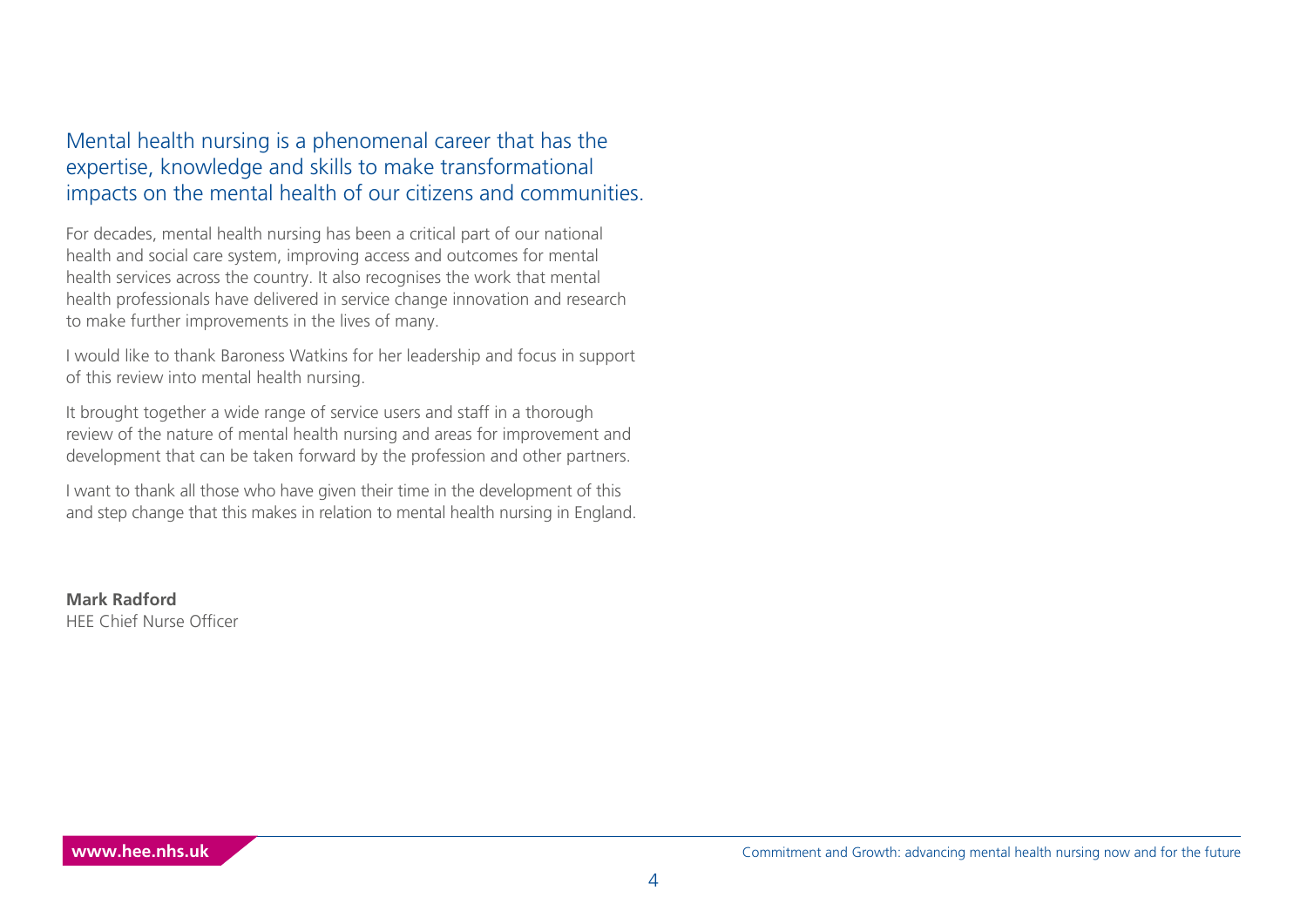Mental health nursing is a phenomenal career that has the expertise, knowledge and skills to make transformational impacts on the mental health of our citizens and communities.

For decades, mental health nursing has been a critical part of our national health and social care system, improving access and outcomes for mental health services across the country. It also recognises the work that mental health professionals have delivered in service change innovation and research to make further improvements in the lives of many.

I would like to thank Baroness Watkins for her leadership and focus in support of this review into mental health nursing.

It brought together a wide range of service users and staff in a thorough review of the nature of mental health nursing and areas for improvement and development that can be taken forward by the profession and other partners.

I want to thank all those who have given their time in the development of this and step change that this makes in relation to mental health nursing in England.

**Mark Radford**
HEE Chief Nurse Officer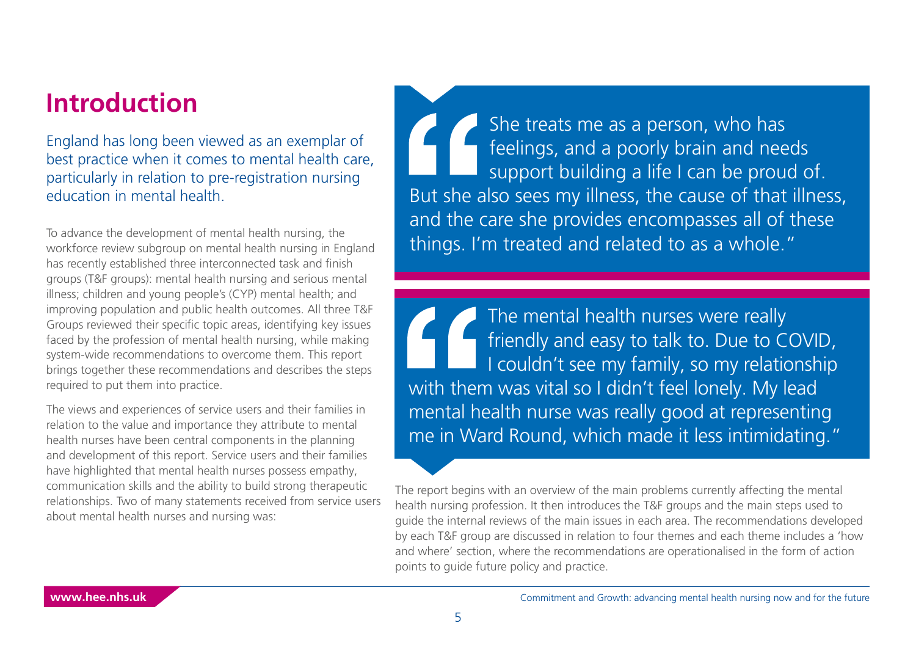# Introduction

England has long been viewed as an exemplar of best practice when it comes to mental health care, particularly in relation to pre-registration nursing education in mental health.

To advance the development of mental health nursing, the workforce review subgroup on mental health nursing in England has recently established three interconnected task and finish groups (T&F groups): mental health nursing and serious mental illness; children and young people's (CYP) mental health; and improving population and public health outcomes. All three T&F Groups reviewed their specific topic areas, identifying key issues faced by the profession of mental health nursing, while making system-wide recommendations to overcome them. This report brings together these recommendations and describes the steps required to put them into practice.

The views and experiences of service users and their families in relation to the value and importance they attribute to mental health nurses have been central components in the planning and development of this report. Service users and their families have highlighted that mental health nurses possess empathy, communication skills and the ability to build strong therapeutic relationships. Two of many statements received from service users about mental health nurses and nursing was:

> "She treats me as a person, who has feelings, and a poorly brain and needs support building a life I can be proud of. But she also sees my illness, the cause of that illness, and the care she provides encompasses all of these things. I'm treated and related to as a whole."

> "The mental health nurses were really friendly and easy to talk to. Due to COVID, I couldn't see my family, so my relationship with them was vital so I didn't feel lonely. My lead mental health nurse was really good at representing me in Ward Round, which made it less intimidating."

The report begins with an overview of the main problems currently affecting the mental health nursing profession. It then introduces the T&F groups and the main steps used to guide the internal reviews of the main issues in each area. The recommendations developed by each T&F group are discussed in relation to four themes and each theme includes a 'how and where' section, where the recommendations are operationalised in the form of action points to guide future policy and practice.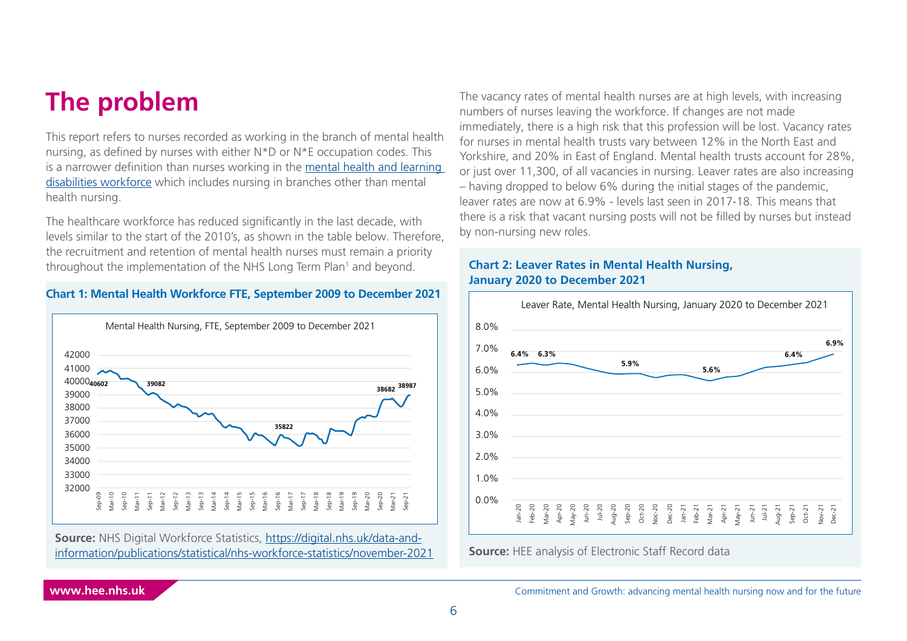# The problem

This report refers to nurses recorded as working in the branch of mental health nursing, as defined by nurses with either N*D or N*E occupation codes. This is a narrower definition than nurses working in the [mental health and learning disabilities workforce](#) which includes nursing in branches other than mental health nursing.

The healthcare workforce has reduced significantly in the last decade, with levels similar to the start of the 2010's, as shown in the table below. Therefore, the recruitment and retention of mental health nurses must remain a priority throughout the implementation of the NHS Long Term Plan[1] and beyond.

**Chart 1: Mental Health Workforce FTE, September 2009 to December 2021**

**Source:** NHS Digital Workforce Statistics, https://digital.nhs.uk/data-and-information/publications/statistical/nhs-workforce-statistics/november-2021

The vacancy rates of mental health nurses are at high levels, with increasing numbers of nurses leaving the workforce. If changes are not made immediately, there is a high risk that this profession will be lost. Vacancy rates for nurses in mental health trusts vary between 12% in the North East and Yorkshire, and 20% in East of England. Mental health trusts account for 28%, or just over 11,300, of all vacancies in nursing. Leaver rates are also increasing – having dropped to below 6% during the initial stages of the pandemic, leaver rates are now at 6.9% - levels last seen in 2017-18. This means that there is a risk that vacant nursing posts will not be filled by nurses but instead by non-nursing new roles.

**Chart 2: Leaver Rates in Mental Health Nursing, January 2020 to December 2021**

**Source:** HEE analysis of Electronic Staff Record data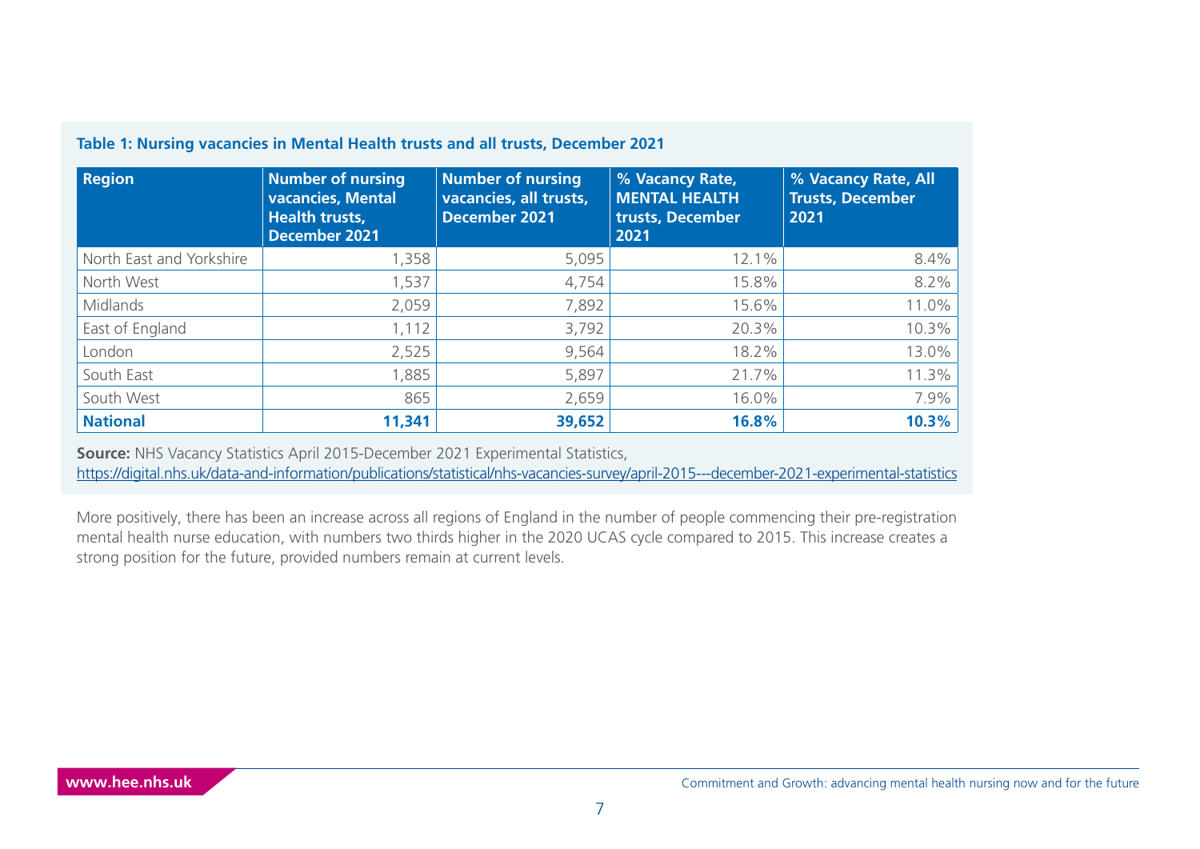**Table 1: Nursing vacancies in Mental Health trusts and all trusts, December 2021**

| Region | Number of nursing vacancies, Mental Health trusts, December 2021 | Number of nursing vacancies, all trusts, December 2021 | % Vacancy Rate, MENTAL HEALTH trusts, December 2021 | % Vacancy Rate, All Trusts, December 2021 |
|---|---|---|---|---|
| North East and Yorkshire | 1,358 | 5,095 | 12.1% | 8.4% |
| North West | 1,537 | 4,754 | 15.8% | 8.2% |
| Midlands | 2,059 | 7,892 | 15.6% | 11.0% |
| East of England | 1,112 | 3,792 | 20.3% | 10.3% |
| London | 2,525 | 9,564 | 18.2% | 13.0% |
| South East | 1,885 | 5,897 | 21.7% | 11.3% |
| South West | 865 | 2,659 | 16.0% | 7.9% |
| **National** | **11,341** | **39,652** | **16.8%** | **10.3%** |

**Source:** NHS Vacancy Statistics April 2015-December 2021 Experimental Statistics, https://digital.nhs.uk/data-and-information/publications/statistical/nhs-vacancies-survey/april-2015---december-2021-experimental-statistics

More positively, there has been an increase across all regions of England in the number of people commencing their pre-registration mental health nurse education, with numbers two thirds higher in the 2020 UCAS cycle compared to 2015. This increase creates a strong position for the future, provided numbers remain at current levels.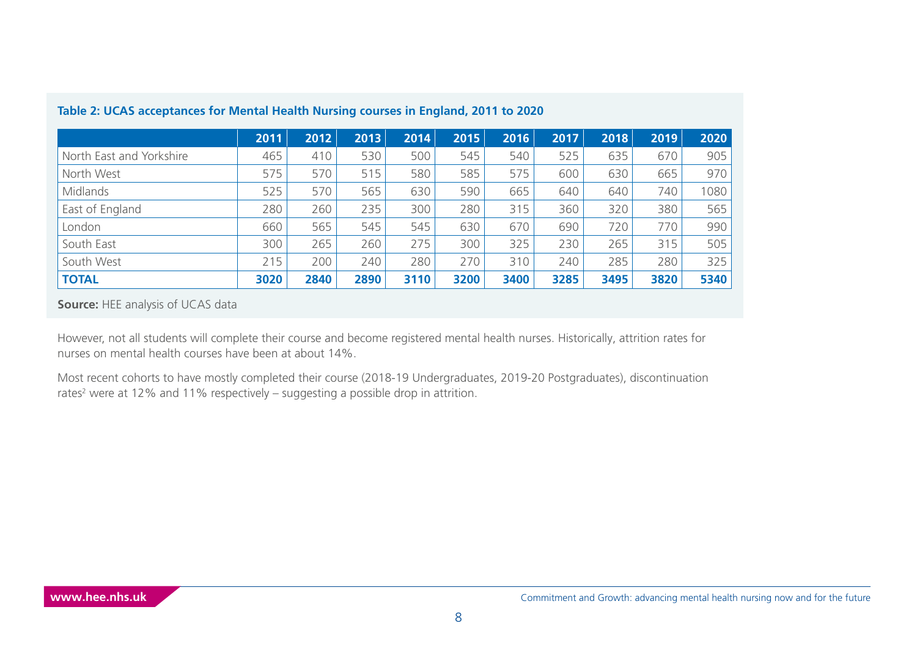**Table 2: UCAS acceptances for Mental Health Nursing courses in England, 2011 to 2020**

| | 2011 | 2012 | 2013 | 2014 | 2015 | 2016 | 2017 | 2018 | 2019 | 2020 |
|---|---|---|---|---|---|---|---|---|---|---|
| North East and Yorkshire | 465 | 410 | 530 | 500 | 545 | 540 | 525 | 635 | 670 | 905 |
| North West | 575 | 570 | 515 | 580 | 585 | 575 | 600 | 630 | 665 | 970 |
| Midlands | 525 | 570 | 565 | 630 | 590 | 665 | 640 | 640 | 740 | 1080 |
| East of England | 280 | 260 | 235 | 300 | 280 | 315 | 360 | 320 | 380 | 565 |
| London | 660 | 565 | 545 | 545 | 630 | 670 | 690 | 720 | 770 | 990 |
| South East | 300 | 265 | 260 | 275 | 300 | 325 | 230 | 265 | 315 | 505 |
| South West | 215 | 200 | 240 | 280 | 270 | 310 | 240 | 285 | 280 | 325 |
| **TOTAL** | **3020** | **2840** | **2890** | **3110** | **3200** | **3400** | **3285** | **3495** | **3820** | **5340** |

**Source:** HEE analysis of UCAS data

However, not all students will complete their course and become registered mental health nurses. Historically, attrition rates for nurses on mental health courses have been at about 14%.

Most recent cohorts to have mostly completed their course (2018-19 Undergraduates, 2019-20 Postgraduates), discontinuation rates[2] were at 12% and 11% respectively – suggesting a possible drop in attrition.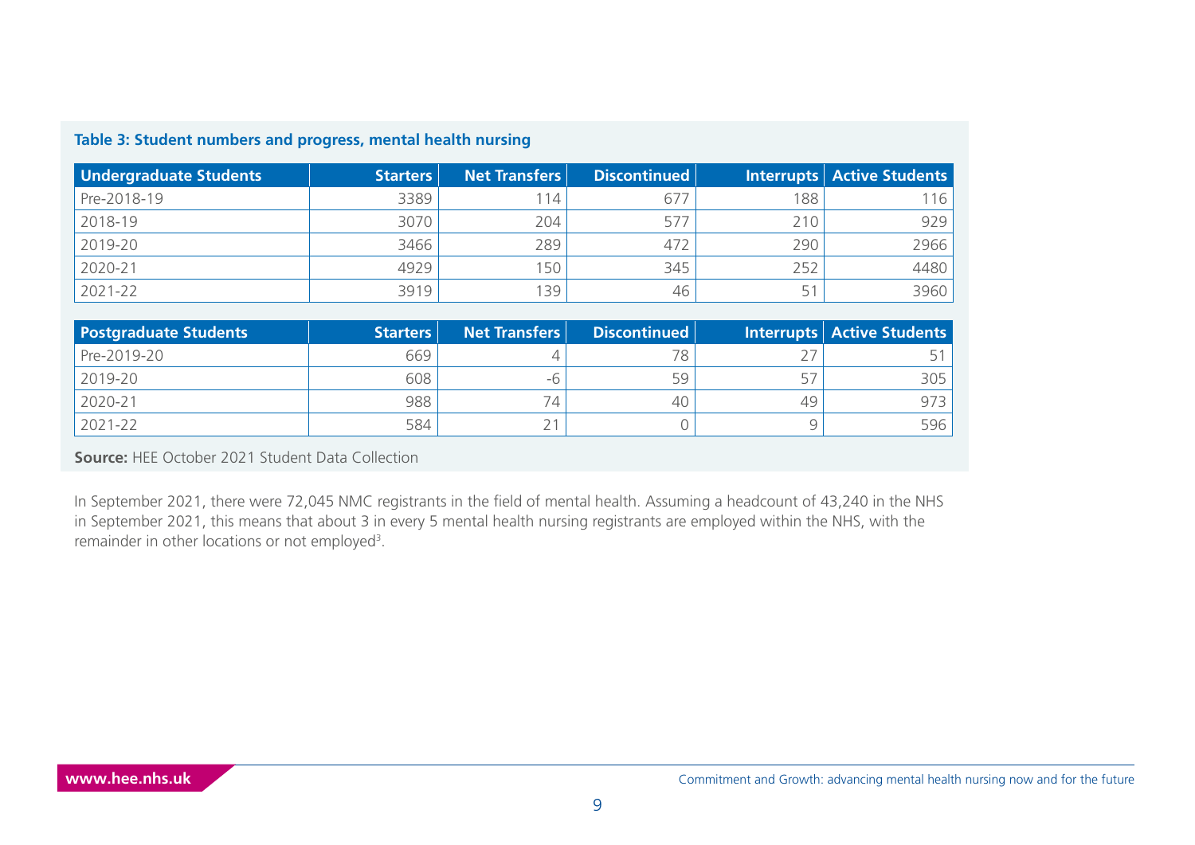**Table 3: Student numbers and progress, mental health nursing**

| Undergraduate Students | Starters | Net Transfers | Discontinued | Interrupts | Active Students |
|---|---|---|---|---|---|
| Pre-2018-19 | 3389 | 114 | 677 | 188 | 116 |
| 2018-19 | 3070 | 204 | 577 | 210 | 929 |
| 2019-20 | 3466 | 289 | 472 | 290 | 2966 |
| 2020-21 | 4929 | 150 | 345 | 252 | 4480 |
| 2021-22 | 3919 | 139 | 46 | 51 | 3960 |

| Postgraduate Students | Starters | Net Transfers | Discontinued | Interrupts | Active Students |
|---|---|---|---|---|---|
| Pre-2019-20 | 669 | 4 | 78 | 27 | 51 |
| 2019-20 | 608 | -6 | 59 | 57 | 305 |
| 2020-21 | 988 | 74 | 40 | 49 | 973 |
| 2021-22 | 584 | 21 | 0 | 9 | 596 |

**Source:** HEE October 2021 Student Data Collection

In September 2021, there were 72,045 NMC registrants in the field of mental health. Assuming a headcount of 43,240 in the NHS in September 2021, this means that about 3 in every 5 mental health nursing registrants are employed within the NHS, with the remainder in other locations or not employed[3].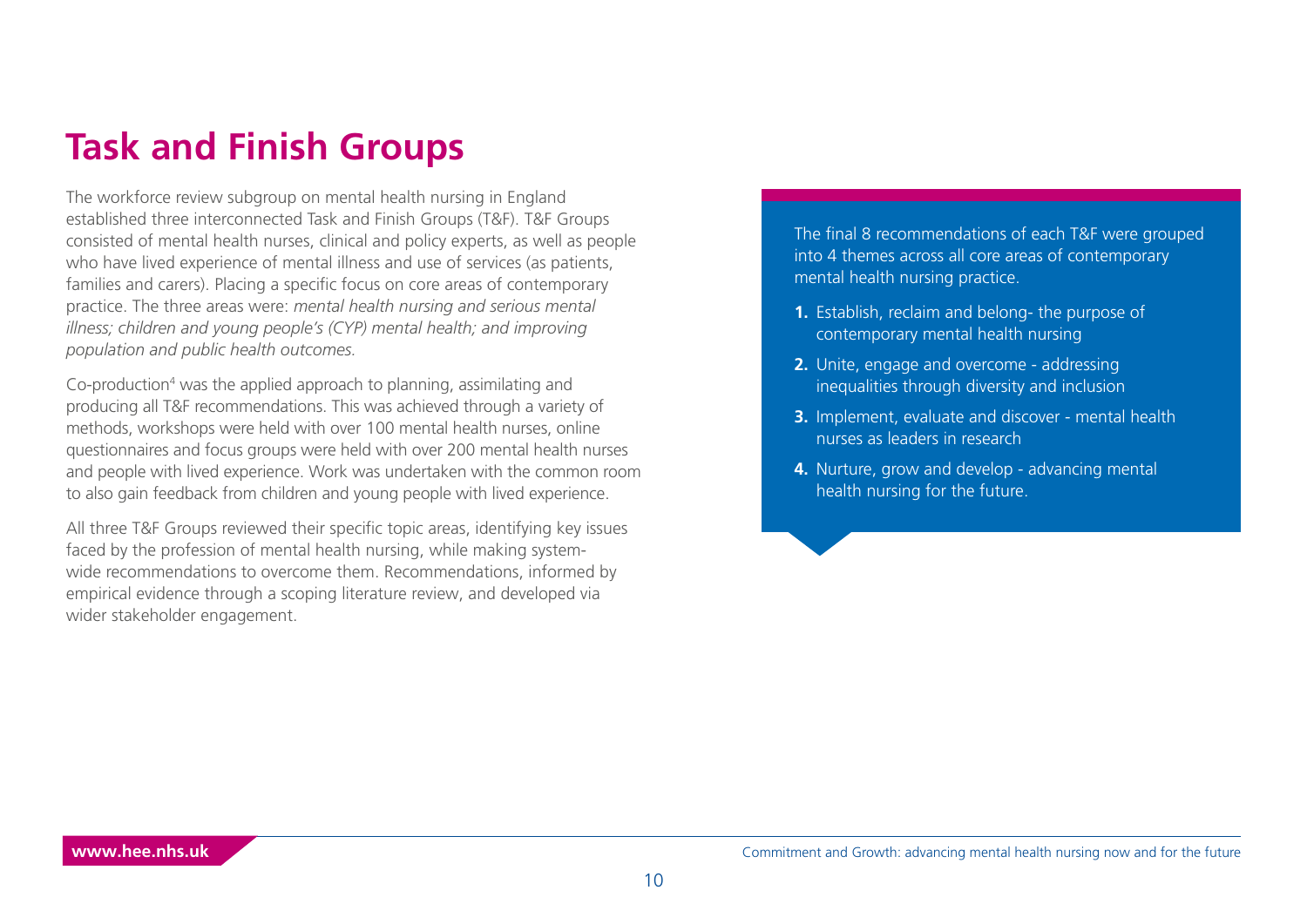# Task and Finish Groups

The workforce review subgroup on mental health nursing in England established three interconnected Task and Finish Groups (T&F). T&F Groups consisted of mental health nurses, clinical and policy experts, as well as people who have lived experience of mental illness and use of services (as patients, families and carers). Placing a specific focus on core areas of contemporary practice. The three areas were: *mental health nursing and serious mental illness; children and young people's (CYP) mental health; and improving population and public health outcomes.*

Co-production[4] was the applied approach to planning, assimilating and producing all T&F recommendations. This was achieved through a variety of methods, workshops were held with over 100 mental health nurses, online questionnaires and focus groups were held with over 200 mental health nurses and people with lived experience. Work was undertaken with the common room to also gain feedback from children and young people with lived experience.

All three T&F Groups reviewed their specific topic areas, identifying key issues faced by the profession of mental health nursing, while making system-wide recommendations to overcome them. Recommendations, informed by empirical evidence through a scoping literature review, and developed via wider stakeholder engagement.

The final 8 recommendations of each T&F were grouped into 4 themes across all core areas of contemporary mental health nursing practice.

1. Establish, reclaim and belong- the purpose of contemporary mental health nursing
2. Unite, engage and overcome - addressing inequalities through diversity and inclusion
3. Implement, evaluate and discover - mental health nurses as leaders in research
4. Nurture, grow and develop - advancing mental health nursing for the future.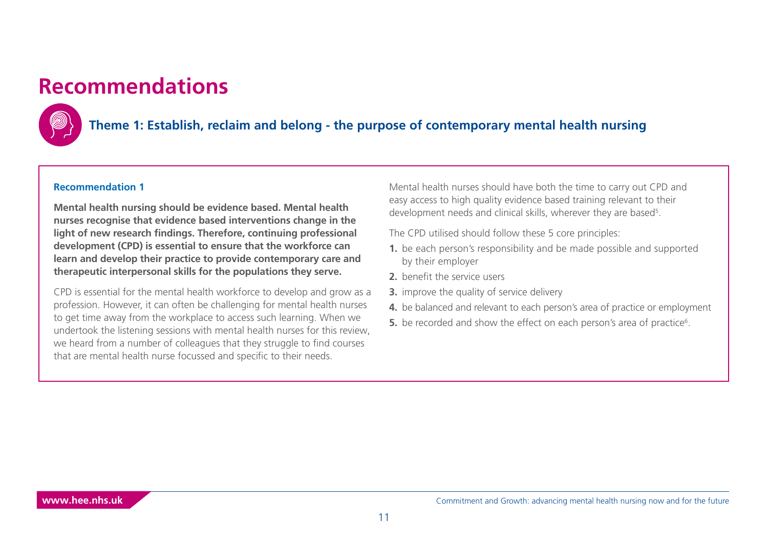# Recommendations

## Theme 1: Establish, reclaim and belong - the purpose of contemporary mental health nursing

### Recommendation 1

**Mental health nursing should be evidence based. Mental health nurses recognise that evidence based interventions change in the light of new research findings. Therefore, continuing professional development (CPD) is essential to ensure that the workforce can learn and develop their practice to provide contemporary care and therapeutic interpersonal skills for the populations they serve.**

CPD is essential for the mental health workforce to develop and grow as a profession. However, it can often be challenging for mental health nurses to get time away from the workplace to access such learning. When we undertook the listening sessions with mental health nurses for this review, we heard from a number of colleagues that they struggle to find courses that are mental health nurse focussed and specific to their needs.

Mental health nurses should have both the time to carry out CPD and easy access to high quality evidence based training relevant to their development needs and clinical skills, wherever they are based[5].

The CPD utilised should follow these 5 core principles:

1. be each person's responsibility and be made possible and supported by their employer
2. benefit the service users
3. improve the quality of service delivery
4. be balanced and relevant to each person's area of practice or employment
5. be recorded and show the effect on each person's area of practice[6].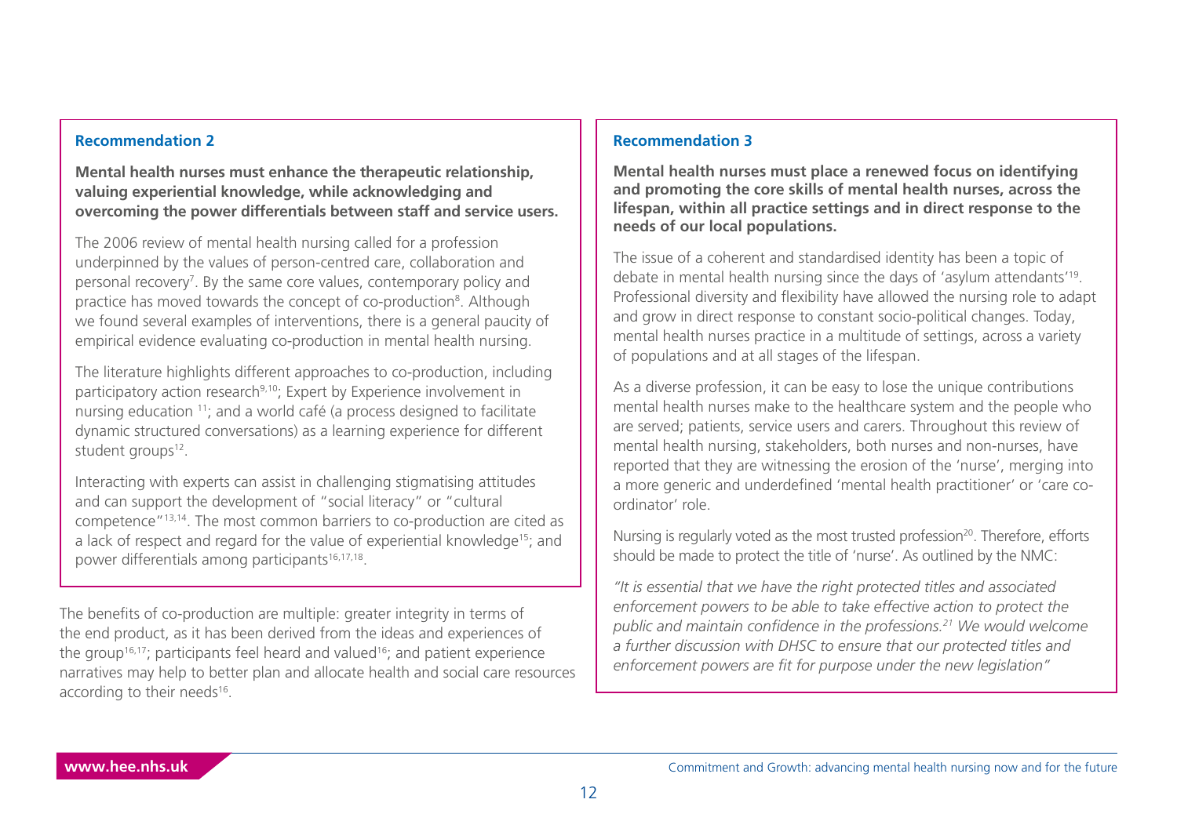### Recommendation 2

**Mental health nurses must enhance the therapeutic relationship, valuing experiential knowledge, while acknowledging and overcoming the power differentials between staff and service users.**

The 2006 review of mental health nursing called for a profession underpinned by the values of person-centred care, collaboration and personal recovery[7]. By the same core values, contemporary policy and practice has moved towards the concept of co-production[8]. Although we found several examples of interventions, there is a general paucity of empirical evidence evaluating co-production in mental health nursing.

The literature highlights different approaches to co-production, including participatory action research[9,10]; Expert by Experience involvement in nursing education [11]; and a world café (a process designed to facilitate dynamic structured conversations) as a learning experience for different student groups[12].

Interacting with experts can assist in challenging stigmatising attitudes and can support the development of "social literacy" or "cultural competence"[13,14]. The most common barriers to co-production are cited as a lack of respect and regard for the value of experiential knowledge[15]; and power differentials among participants[16,17,18].

The benefits of co-production are multiple: greater integrity in terms of the end product, as it has been derived from the ideas and experiences of the group[16,17]; participants feel heard and valued[16]; and patient experience narratives may help to better plan and allocate health and social care resources according to their needs[16].

### Recommendation 3

**Mental health nurses must place a renewed focus on identifying and promoting the core skills of mental health nurses, across the lifespan, within all practice settings and in direct response to the needs of our local populations.**

The issue of a coherent and standardised identity has been a topic of debate in mental health nursing since the days of 'asylum attendants'[19]. Professional diversity and flexibility have allowed the nursing role to adapt and grow in direct response to constant socio-political changes. Today, mental health nurses practice in a multitude of settings, across a variety of populations and at all stages of the lifespan.

As a diverse profession, it can be easy to lose the unique contributions mental health nurses make to the healthcare system and the people who are served; patients, service users and carers. Throughout this review of mental health nursing, stakeholders, both nurses and non-nurses, have reported that they are witnessing the erosion of the 'nurse', merging into a more generic and underdefined 'mental health practitioner' or 'care co-ordinator' role.

Nursing is regularly voted as the most trusted profession[20]. Therefore, efforts should be made to protect the title of 'nurse'. As outlined by the NMC:

*"It is essential that we have the right protected titles and associated enforcement powers to be able to take effective action to protect the public and maintain confidence in the professions.[21] We would welcome a further discussion with DHSC to ensure that our protected titles and enforcement powers are fit for purpose under the new legislation"*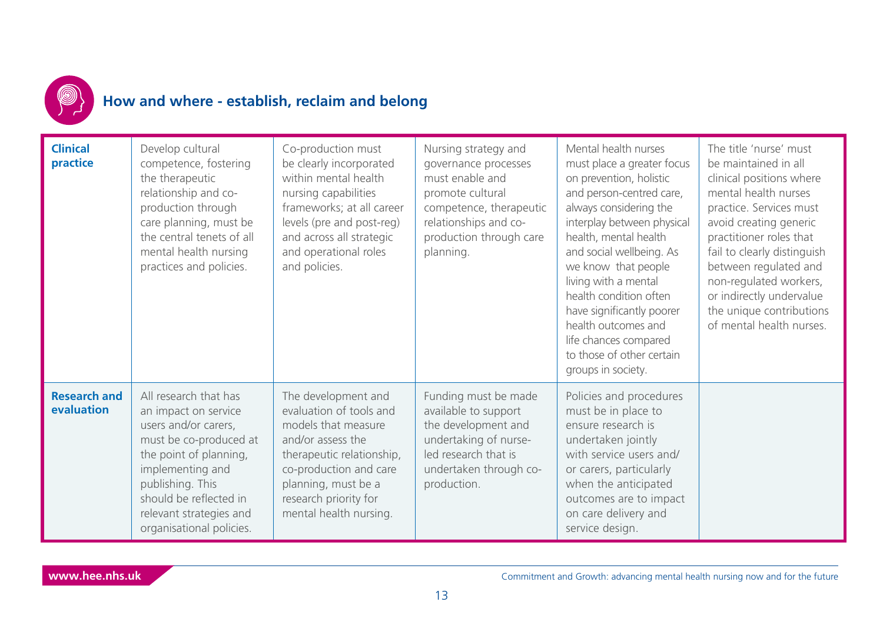## How and where - establish, reclaim and belong

| | | | | | |
|---|---|---|---|---|---|
| **Clinical practice** | Develop cultural competence, fostering the therapeutic relationship and co-production through care planning, must be the central tenets of all mental health nursing practices and policies. | Co-production must be clearly incorporated within mental health nursing capabilities frameworks; at all career levels (pre and post-reg) and across all strategic and operational roles and policies. | Nursing strategy and governance processes must enable and promote cultural competence, therapeutic relationships and co-production through care planning. | Mental health nurses must place a greater focus on prevention, holistic and person-centred care, always considering the interplay between physical health, mental health and social wellbeing. As we know that people living with a mental health condition often have significantly poorer health outcomes and life chances compared to those of other certain groups in society. | The title 'nurse' must be maintained in all clinical positions where mental health nurses practice. Services must avoid creating generic practitioner roles that fail to clearly distinguish between regulated and non-regulated workers, or indirectly undervalue the unique contributions of mental health nurses. |
| **Research and evaluation** | All research that has an impact on service users and/or carers, must be co-produced at the point of planning, implementing and publishing. This should be reflected in relevant strategies and organisational policies. | The development and evaluation of tools and models that measure and/or assess the therapeutic relationship, co-production and care planning, must be a research priority for mental health nursing. | Funding must be made available to support the development and undertaking of nurse-led research that is undertaken through co-production. | Policies and procedures must be in place to ensure research is undertaken jointly with service users and/or carers, particularly when the anticipated outcomes are to impact on care delivery and service design. | |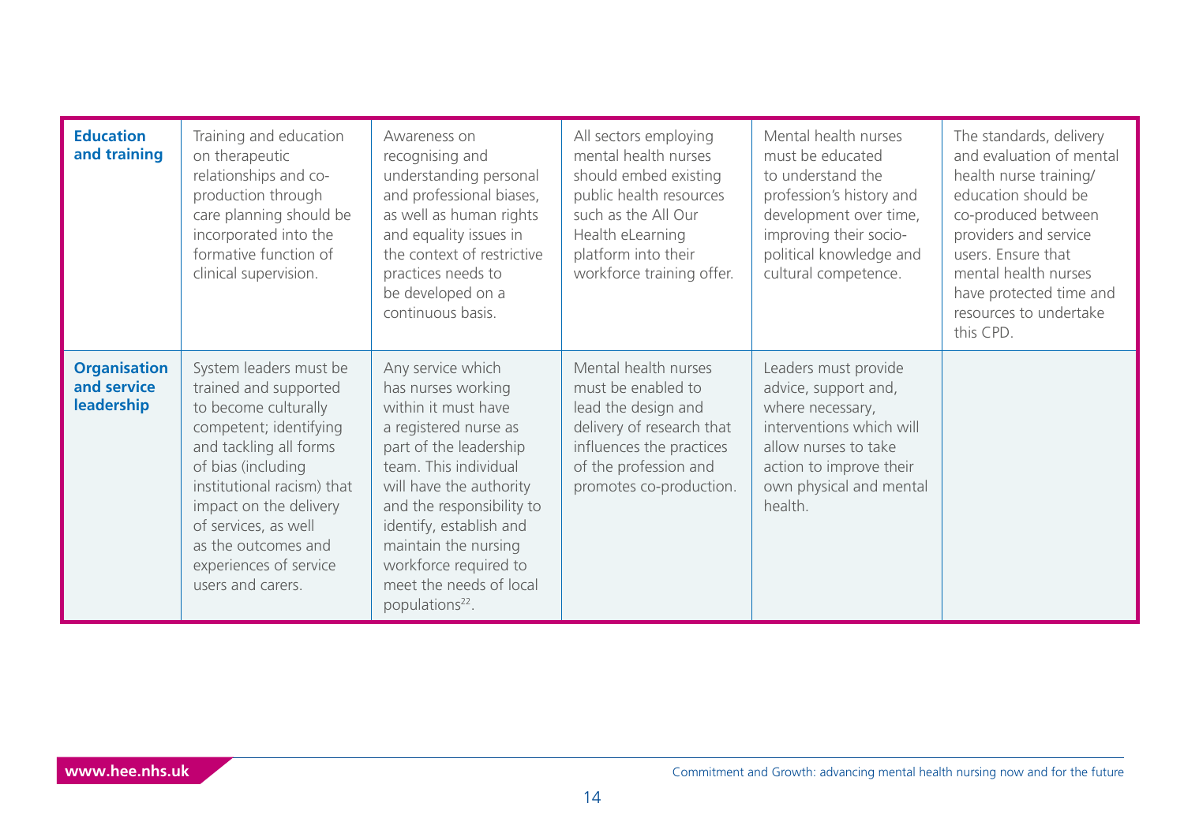| | | | | | |
|---|---|---|---|---|---|
| **Education and training** | Training and education on therapeutic relationships and co-production through care planning should be incorporated into the formative function of clinical supervision. | Awareness on recognising and understanding personal and professional biases, as well as human rights and equality issues in the context of restrictive practices needs to be developed on a continuous basis. | All sectors employing mental health nurses should embed existing public health resources such as the All Our Health eLearning platform into their workforce training offer. | Mental health nurses must be educated to understand the profession's history and development over time, improving their socio-political knowledge and cultural competence. | The standards, delivery and evaluation of mental health nurse training/ education should be co-produced between providers and service users. Ensure that mental health nurses have protected time and resources to undertake this CPD. |
| **Organisation and service leadership** | System leaders must be trained and supported to become culturally competent; identifying and tackling all forms of bias (including institutional racism) that impact on the delivery of services, as well as the outcomes and experiences of service users and carers. | Any service which has nurses working within it must have a registered nurse as part of the leadership team. This individual will have the authority and the responsibility to identify, establish and maintain the nursing workforce required to meet the needs of local populations[22]. | Mental health nurses must be enabled to lead the design and delivery of research that influences the practices of the profession and promotes co-production. | Leaders must provide advice, support and, where necessary, interventions which will allow nurses to take action to improve their own physical and mental health. | |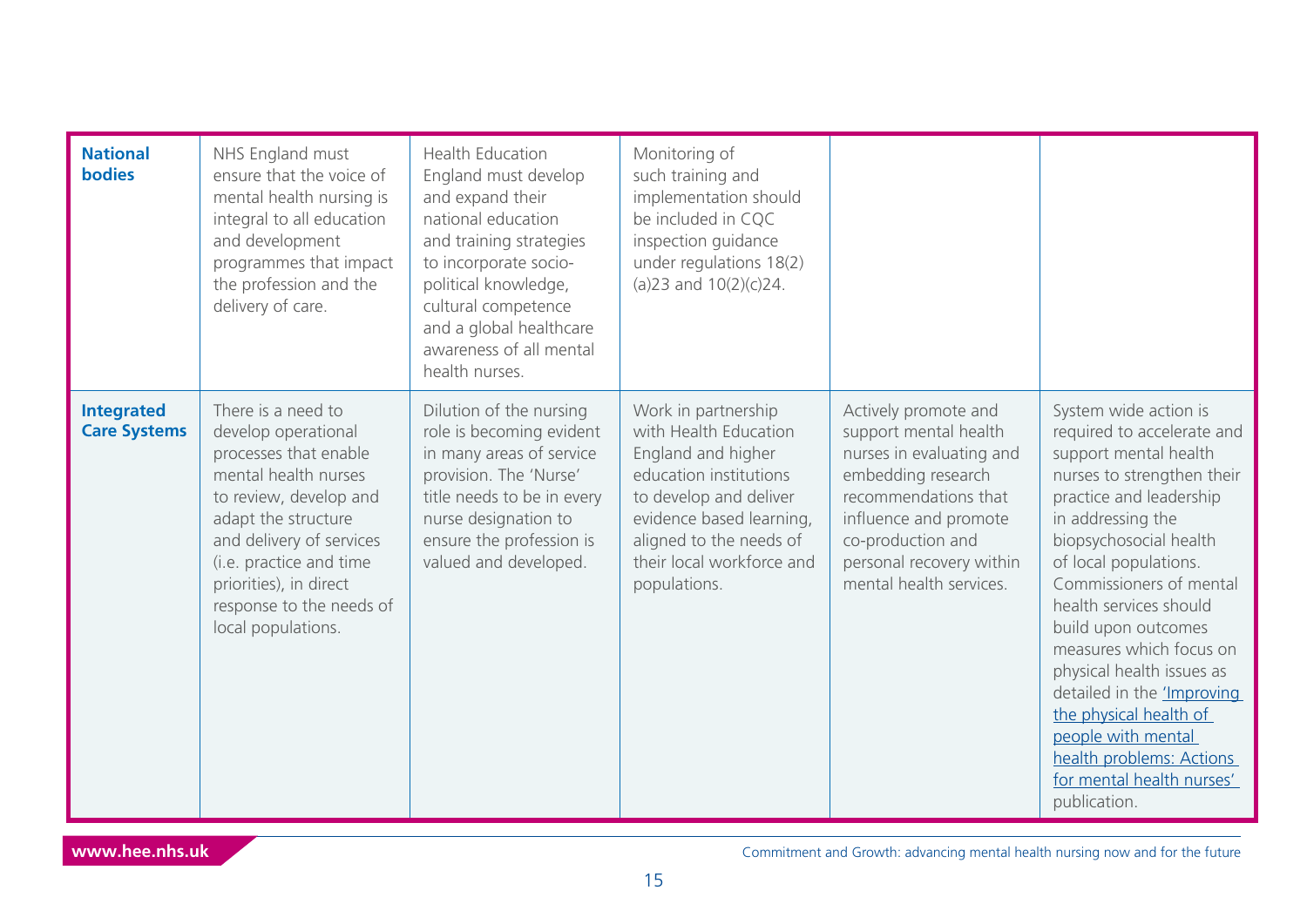| | | | | | |
|---|---|---|---|---|---|
| **National bodies** | NHS England must ensure that the voice of mental health nursing is integral to all education and development programmes that impact the profession and the delivery of care. | Health Education England must develop and expand their national education and training strategies to incorporate socio-political knowledge, cultural competence and a global healthcare awareness of all mental health nurses. | Monitoring of such training and implementation should be included in CQC inspection guidance under regulations 18(2)(a)23 and 10(2)(c)24. | | |
| **Integrated Care Systems** | There is a need to develop operational processes that enable mental health nurses to review, develop and adapt the structure and delivery of services (i.e. practice and time priorities), in direct response to the needs of local populations. | Dilution of the nursing role is becoming evident in many areas of service provision. The 'Nurse' title needs to be in every nurse designation to ensure the profession is valued and developed. | Work in partnership with Health Education England and higher education institutions to develop and deliver evidence based learning, aligned to the needs of their local workforce and populations. | Actively promote and support mental health nurses in evaluating and embedding research recommendations that influence and promote co-production and personal recovery within mental health services. | System wide action is required to accelerate and support mental health nurses to strengthen their practice and leadership in addressing the biopsychosocial health of local populations. Commissioners of mental health services should build upon outcomes measures which focus on physical health issues as detailed in the 'Improving the physical health of people with mental health problems: Actions for mental health nurses' publication. |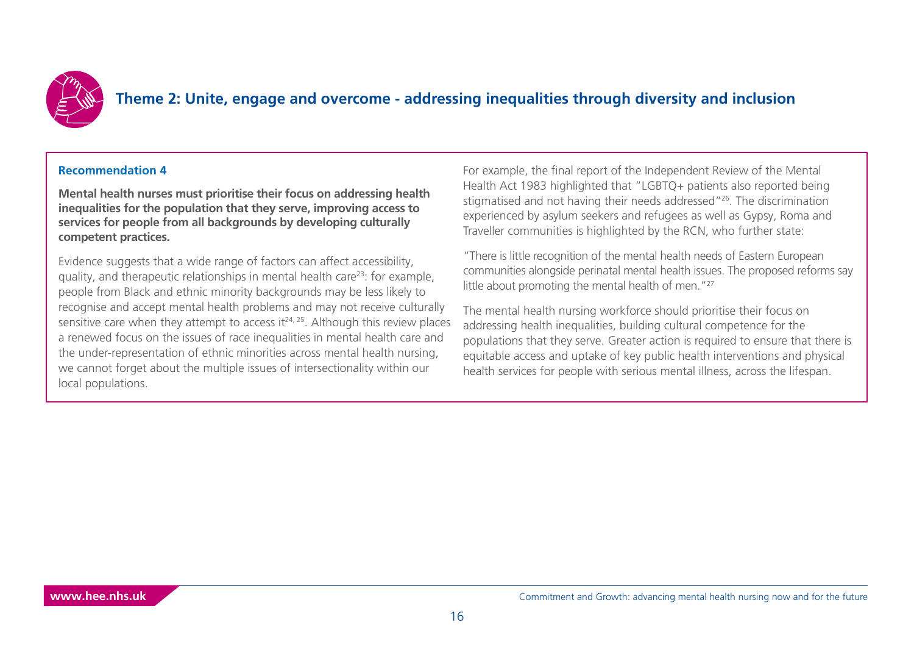## Theme 2: Unite, engage and overcome - addressing inequalities through diversity and inclusion

**Recommendation 4**

**Mental health nurses must prioritise their focus on addressing health inequalities for the population that they serve, improving access to services for people from all backgrounds by developing culturally competent practices.**

Evidence suggests that a wide range of factors can affect accessibility, quality, and therapeutic relationships in mental health care[23]: for example, people from Black and ethnic minority backgrounds may be less likely to recognise and accept mental health problems and may not receive culturally sensitive care when they attempt to access it[24, 25]. Although this review places a renewed focus on the issues of race inequalities in mental health care and the under-representation of ethnic minorities across mental health nursing, we cannot forget about the multiple issues of intersectionality within our local populations.

For example, the final report of the Independent Review of the Mental Health Act 1983 highlighted that "LGBTQ+ patients also reported being stigmatised and not having their needs addressed"[26]. The discrimination experienced by asylum seekers and refugees as well as Gypsy, Roma and Traveller communities is highlighted by the RCN, who further state:

"There is little recognition of the mental health needs of Eastern European communities alongside perinatal mental health issues. The proposed reforms say little about promoting the mental health of men."[27]

The mental health nursing workforce should prioritise their focus on addressing health inequalities, building cultural competence for the populations that they serve. Greater action is required to ensure that there is equitable access and uptake of key public health interventions and physical health services for people with serious mental illness, across the lifespan.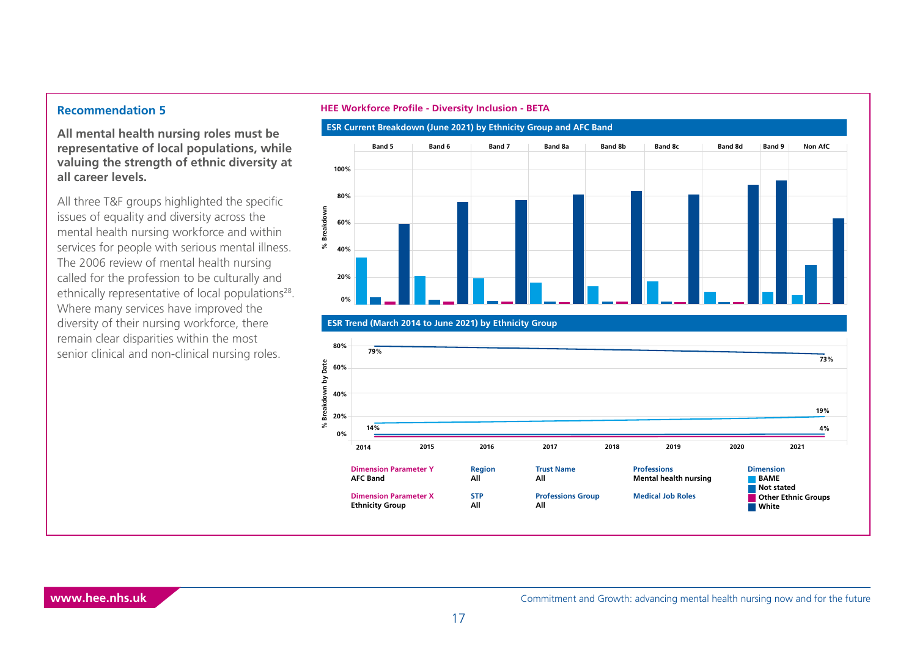## Recommendation 5

**All mental health nursing roles must be representative of local populations, while valuing the strength of ethnic diversity at all career levels.**

All three T&F groups highlighted the specific issues of equality and diversity across the mental health nursing workforce and within services for people with serious mental illness. The 2006 review of mental health nursing called for the profession to be culturally and ethnically representative of local populations[28]. Where many services have improved the diversity of their nursing workforce, there remain clear disparities within the most senior clinical and non-clinical nursing roles.

**HEE Workforce Profile - Diversity Inclusion - BETA**

**ESR Current Breakdown (June 2021) by Ethnicity Group and AFC Band**

Bands: Band 5, Band 6, Band 7, Band 8a, Band 8b, Band 8c, Band 8d, Band 9, Non AfC

% Breakdown: 0%, 20%, 40%, 60%, 80%, 100%

**ESR Trend (March 2014 to June 2021) by Ethnicity Group**

% Breakdown by Date: 0%, 20%, 40%, 60%, 80%

2014: 79%, 14% — 2021: 73%, 19%, 4%

Years: 2014, 2015, 2016, 2017, 2018, 2019, 2020, 2021

| Dimension Parameter Y | Region | Trust Name | Professions | Dimension |
|---|---|---|---|---|
| AFC Band | All | All | Mental health nursing | BAME |
| | | | | Not stated |
| **Dimension Parameter X** | **STP** | **Professions Group** | **Medical Job Roles** | Other Ethnic Groups |
| Ethnicity Group | All | All | | White |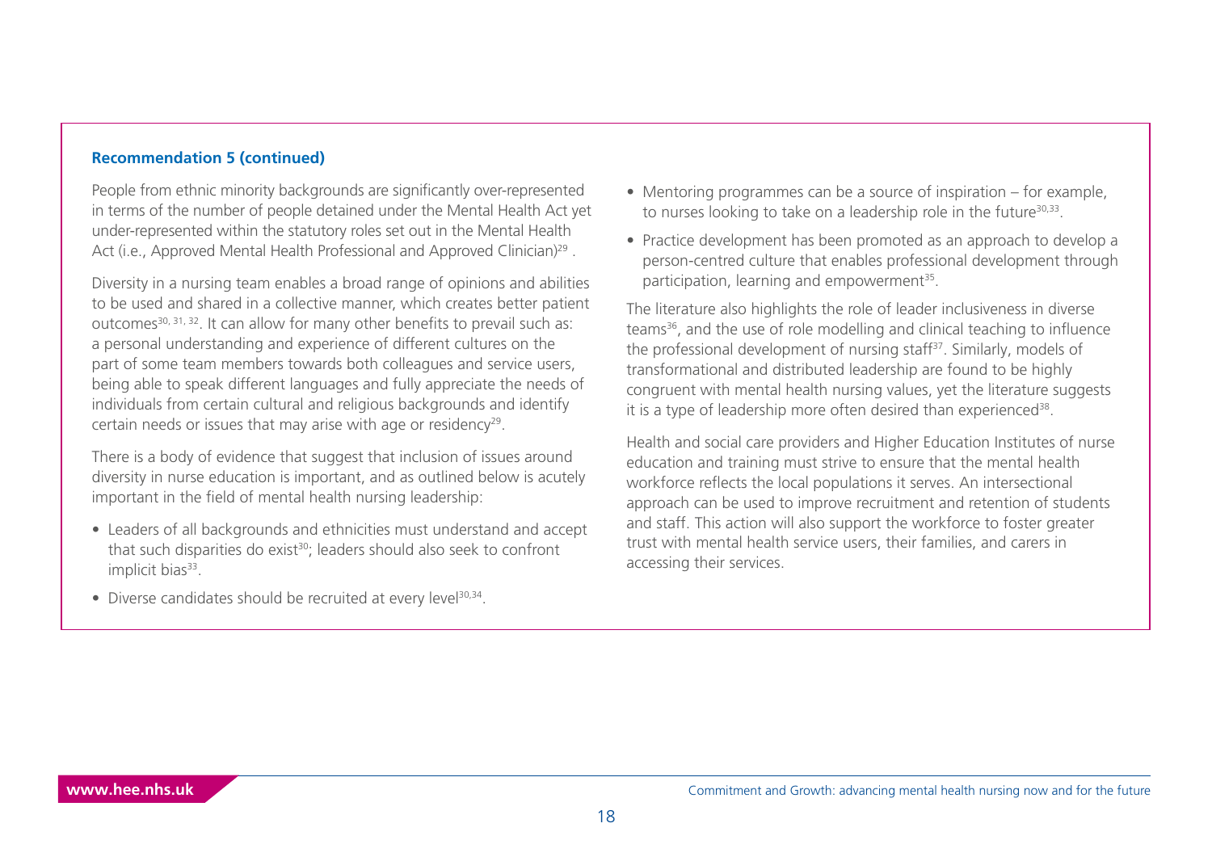**Recommendation 5 (continued)**

People from ethnic minority backgrounds are significantly over-represented in terms of the number of people detained under the Mental Health Act yet under-represented within the statutory roles set out in the Mental Health Act (i.e., Approved Mental Health Professional and Approved Clinician)[29].

Diversity in a nursing team enables a broad range of opinions and abilities to be used and shared in a collective manner, which creates better patient outcomes[30, 31, 32]. It can allow for many other benefits to prevail such as: a personal understanding and experience of different cultures on the part of some team members towards both colleagues and service users, being able to speak different languages and fully appreciate the needs of individuals from certain cultural and religious backgrounds and identify certain needs or issues that may arise with age or residency[29].

There is a body of evidence that suggest that inclusion of issues around diversity in nurse education is important, and as outlined below is acutely important in the field of mental health nursing leadership:

- Leaders of all backgrounds and ethnicities must understand and accept that such disparities do exist[30]; leaders should also seek to confront implicit bias[33].
- Diverse candidates should be recruited at every level[30,34].
- Mentoring programmes can be a source of inspiration – for example, to nurses looking to take on a leadership role in the future[30,33].
- Practice development has been promoted as an approach to develop a person-centred culture that enables professional development through participation, learning and empowerment[35].

The literature also highlights the role of leader inclusiveness in diverse teams[36], and the use of role modelling and clinical teaching to influence the professional development of nursing staff[37]. Similarly, models of transformational and distributed leadership are found to be highly congruent with mental health nursing values, yet the literature suggests it is a type of leadership more often desired than experienced[38].

Health and social care providers and Higher Education Institutes of nurse education and training must strive to ensure that the mental health workforce reflects the local populations it serves. An intersectional approach can be used to improve recruitment and retention of students and staff. This action will also support the workforce to foster greater trust with mental health service users, their families, and carers in accessing their services.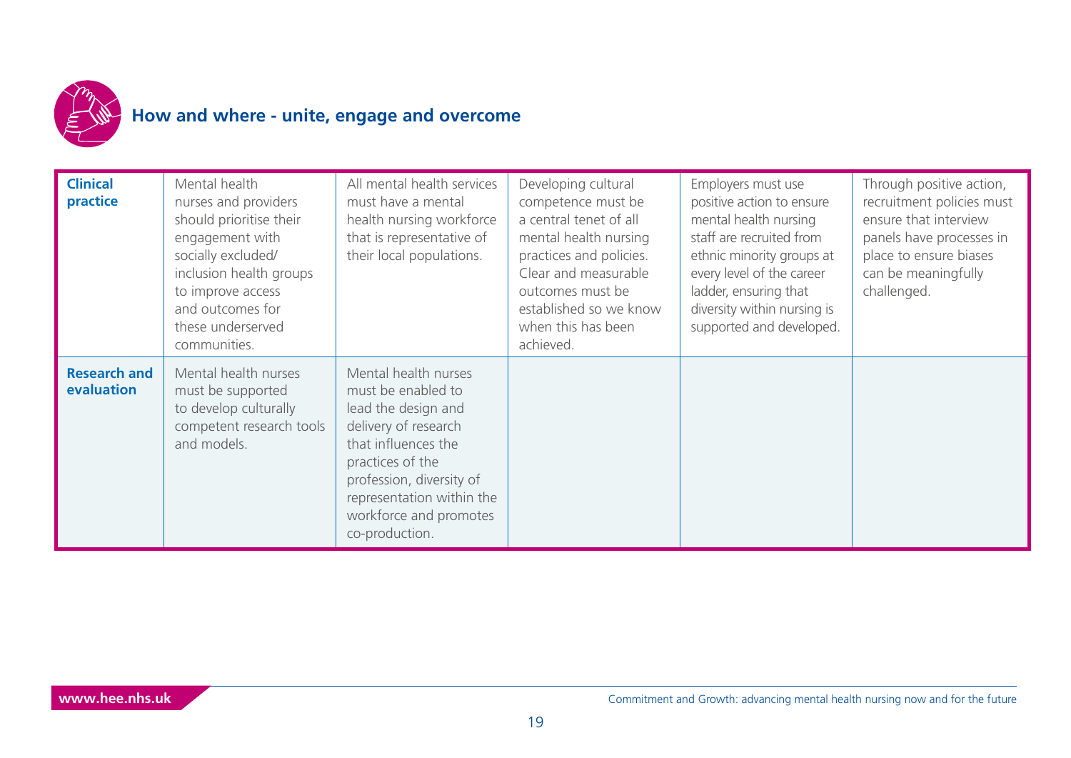## How and where - unite, engage and overcome

| | | | | | |
|---|---|---|---|---|---|
| **Clinical practice** | Mental health nurses and providers should prioritise their engagement with socially excluded/ inclusion health groups to improve access and outcomes for these underserved communities. | All mental health services must have a mental health nursing workforce that is representative of their local populations. | Developing cultural competence must be a central tenet of all mental health nursing practices and policies. Clear and measurable outcomes must be established so we know when this has been achieved. | Employers must use positive action to ensure mental health nursing staff are recruited from ethnic minority groups at every level of the career ladder, ensuring that diversity within nursing is supported and developed. | Through positive action, recruitment policies must ensure that interview panels have processes in place to ensure biases can be meaningfully challenged. |
| **Research and evaluation** | Mental health nurses must be supported to develop culturally competent research tools and models. | Mental health nurses must be enabled to lead the design and delivery of research that influences the practices of the profession, diversity of representation within the workforce and promotes co-production. | | | |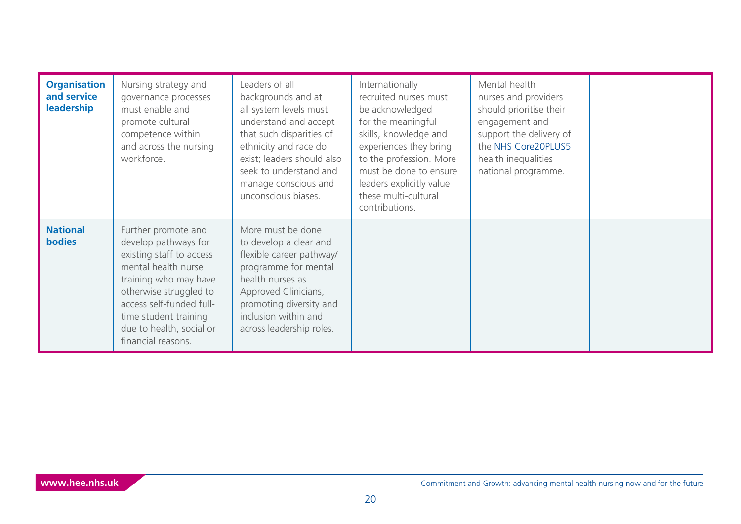| | | | | | |
|---|---|---|---|---|---|
| **Organisation and service leadership** | Nursing strategy and governance processes must enable and promote cultural competence within and across the nursing workforce. | Leaders of all backgrounds and at all system levels must understand and accept that such disparities of ethnicity and race do exist; leaders should also seek to understand and manage conscious and unconscious biases. | Internationally recruited nurses must be acknowledged for the meaningful skills, knowledge and experiences they bring to the profession. More must be done to ensure leaders explicitly value these multi-cultural contributions. | Mental health nurses and providers should prioritise their engagement and support the delivery of the NHS Core20PLUS5 health inequalities national programme. | |
| **National bodies** | Further promote and develop pathways for existing staff to access mental health nurse training who may have otherwise struggled to access self-funded full-time student training due to health, social or financial reasons. | More must be done to develop a clear and flexible career pathway/ programme for mental health nurses as Approved Clinicians, promoting diversity and inclusion within and across leadership roles. | | | |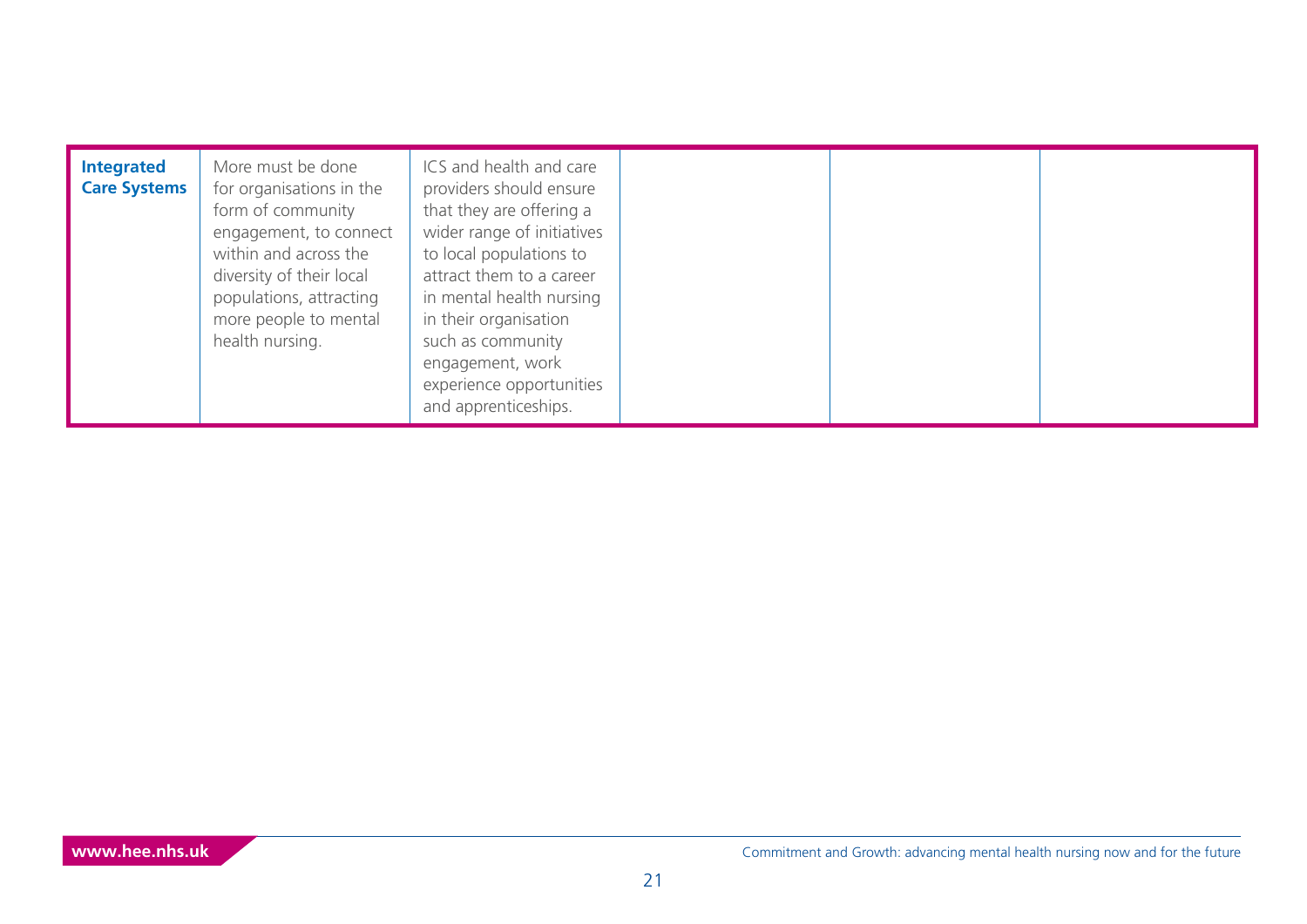| | | | | | |
|---|---|---|---|---|---|
| **Integrated Care Systems** | More must be done for organisations in the form of community engagement, to connect within and across the diversity of their local populations, attracting more people to mental health nursing. | ICS and health and care providers should ensure that they are offering a wider range of initiatives to local populations to attract them to a career in mental health nursing in their organisation such as community engagement, work experience opportunities and apprenticeships. | | | |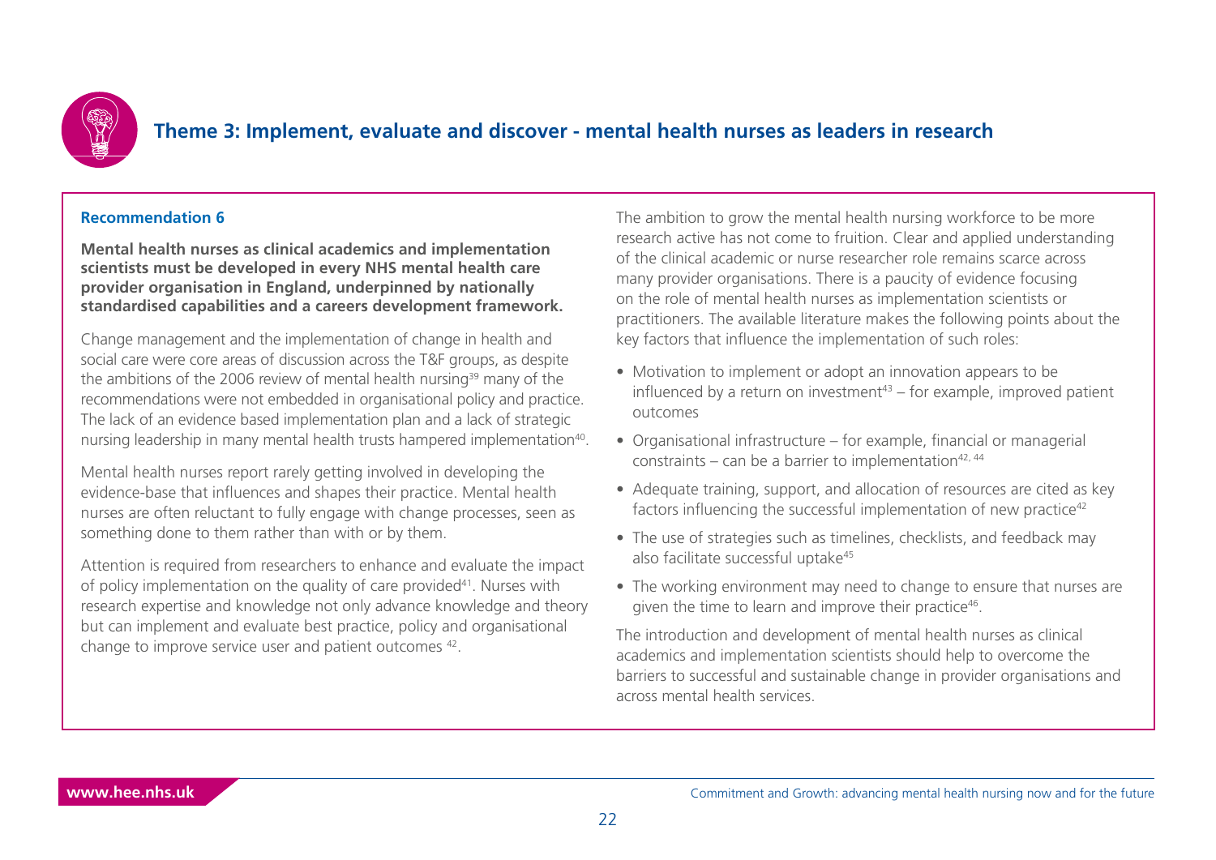## Theme 3: Implement, evaluate and discover - mental health nurses as leaders in research

### Recommendation 6

**Mental health nurses as clinical academics and implementation scientists must be developed in every NHS mental health care provider organisation in England, underpinned by nationally standardised capabilities and a careers development framework.**

Change management and the implementation of change in health and social care were core areas of discussion across the T&F groups, as despite the ambitions of the 2006 review of mental health nursing[39] many of the recommendations were not embedded in organisational policy and practice. The lack of an evidence based implementation plan and a lack of strategic nursing leadership in many mental health trusts hampered implementation[40].

Mental health nurses report rarely getting involved in developing the evidence-base that influences and shapes their practice. Mental health nurses are often reluctant to fully engage with change processes, seen as something done to them rather than with or by them.

Attention is required from researchers to enhance and evaluate the impact of policy implementation on the quality of care provided[41]. Nurses with research expertise and knowledge not only advance knowledge and theory but can implement and evaluate best practice, policy and organisational change to improve service user and patient outcomes [42].

The ambition to grow the mental health nursing workforce to be more research active has not come to fruition. Clear and applied understanding of the clinical academic or nurse researcher role remains scarce across many provider organisations. There is a paucity of evidence focusing on the role of mental health nurses as implementation scientists or practitioners. The available literature makes the following points about the key factors that influence the implementation of such roles:

- Motivation to implement or adopt an innovation appears to be influenced by a return on investment[43] – for example, improved patient outcomes
- Organisational infrastructure – for example, financial or managerial constraints – can be a barrier to implementation[42, 44]
- Adequate training, support, and allocation of resources are cited as key factors influencing the successful implementation of new practice[42]
- The use of strategies such as timelines, checklists, and feedback may also facilitate successful uptake[45]
- The working environment may need to change to ensure that nurses are given the time to learn and improve their practice[46].

The introduction and development of mental health nurses as clinical academics and implementation scientists should help to overcome the barriers to successful and sustainable change in provider organisations and across mental health services.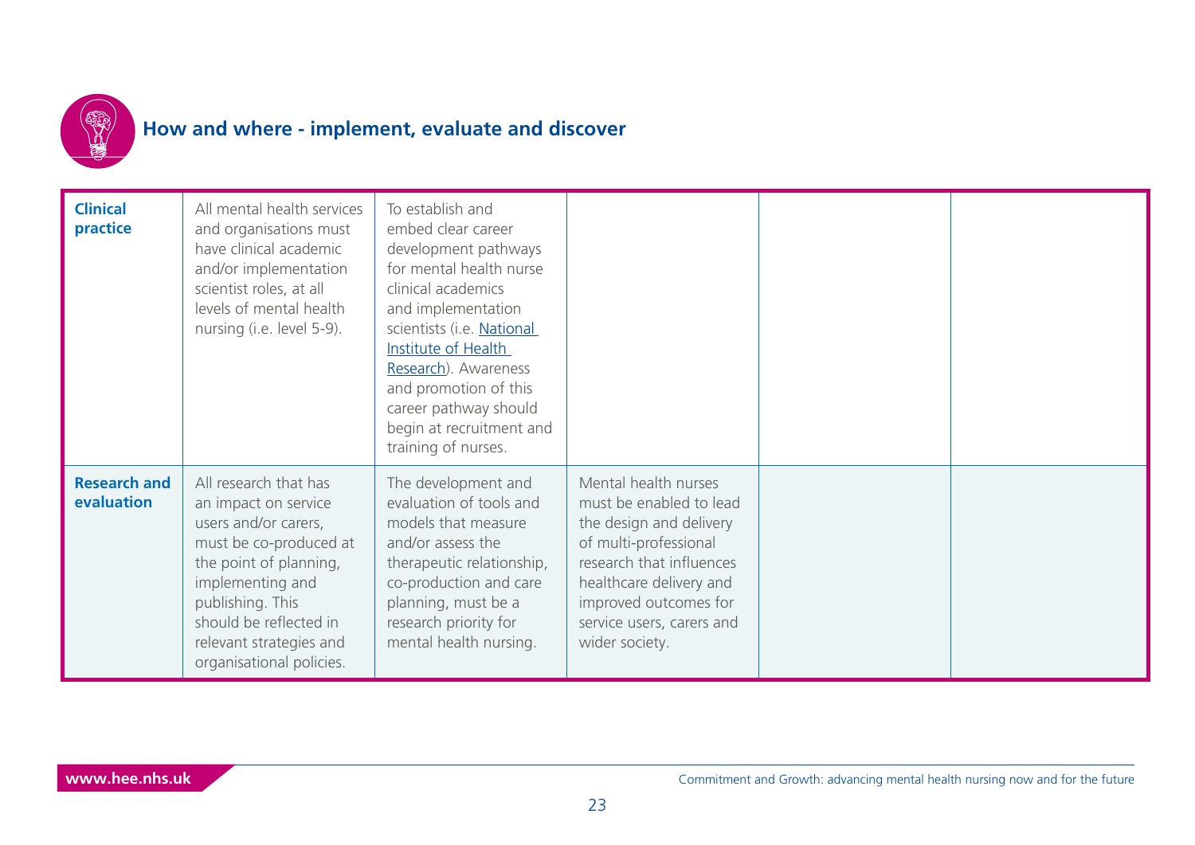## How and where - implement, evaluate and discover

| | | | | | |
|---|---|---|---|---|---|
| **Clinical practice** | All mental health services and organisations must have clinical academic and/or implementation scientist roles, at all levels of mental health nursing (i.e. level 5-9). | To establish and embed clear career development pathways for mental health nurse clinical academics and implementation scientists (i.e. National Institute of Health Research). Awareness and promotion of this career pathway should begin at recruitment and training of nurses. | | | |
| **Research and evaluation** | All research that has an impact on service users and/or carers, must be co-produced at the point of planning, implementing and publishing. This should be reflected in relevant strategies and organisational policies. | The development and evaluation of tools and models that measure and/or assess the therapeutic relationship, co-production and care planning, must be a research priority for mental health nursing. | Mental health nurses must be enabled to lead the design and delivery of multi-professional research that influences healthcare delivery and improved outcomes for service users, carers and wider society. | | |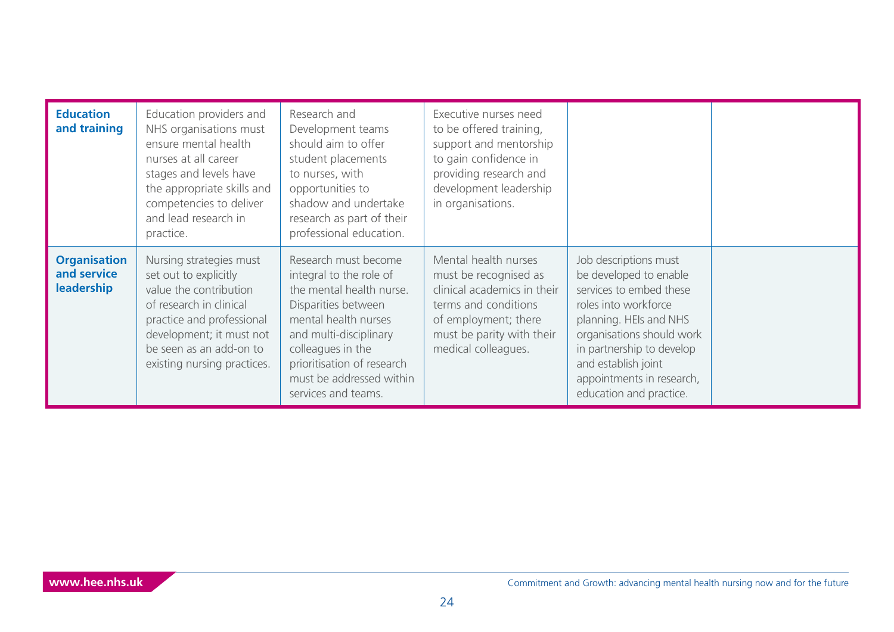| | | | | | |
|---|---|---|---|---|---|
| **Education and training** | Education providers and NHS organisations must ensure mental health nurses at all career stages and levels have the appropriate skills and competencies to deliver and lead research in practice. | Research and Development teams should aim to offer student placements to nurses, with opportunities to shadow and undertake research as part of their professional education. | Executive nurses need to be offered training, support and mentorship to gain confidence in providing research and development leadership in organisations. | | |
| **Organisation and service leadership** | Nursing strategies must set out to explicitly value the contribution of research in clinical practice and professional development; it must not be seen as an add-on to existing nursing practices. | Research must become integral to the role of the mental health nurse. Disparities between mental health nurses and multi-disciplinary colleagues in the prioritisation of research must be addressed within services and teams. | Mental health nurses must be recognised as clinical academics in their terms and conditions of employment; there must be parity with their medical colleagues. | Job descriptions must be developed to enable services to embed these roles into workforce planning. HEIs and NHS organisations should work in partnership to develop and establish joint appointments in research, education and practice. | |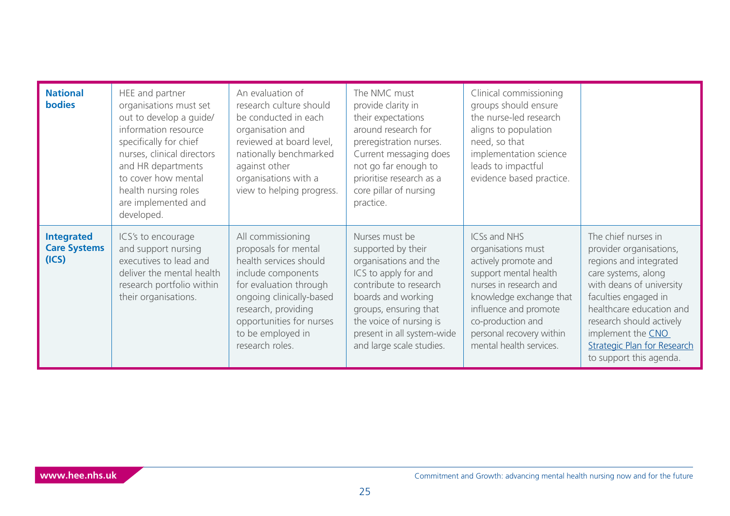| | | | | | |
|---|---|---|---|---|---|
| **National bodies** | HEE and partner organisations must set out to develop a guide/ information resource specifically for chief nurses, clinical directors and HR departments to cover how mental health nursing roles are implemented and developed. | An evaluation of research culture should be conducted in each organisation and reviewed at board level, nationally benchmarked against other organisations with a view to helping progress. | The NMC must provide clarity in their expectations around research for preregistration nurses. Current messaging does not go far enough to prioritise research as a core pillar of nursing practice. | Clinical commissioning groups should ensure the nurse-led research aligns to population need, so that implementation science leads to impactful evidence based practice. | |
| **Integrated Care Systems (ICS)** | ICS's to encourage and support nursing executives to lead and deliver the mental health research portfolio within their organisations. | All commissioning proposals for mental health services should include components for evaluation through ongoing clinically-based research, providing opportunities for nurses to be employed in research roles. | Nurses must be supported by their organisations and the ICS to apply for and contribute to research boards and working groups, ensuring that the voice of nursing is present in all system-wide and large scale studies. | ICSs and NHS organisations must actively promote and support mental health nurses in research and knowledge exchange that influence and promote co-production and personal recovery within mental health services. | The chief nurses in provider organisations, regions and integrated care systems, along with deans of university faculties engaged in healthcare education and research should actively implement the CNO Strategic Plan for Research to support this agenda. |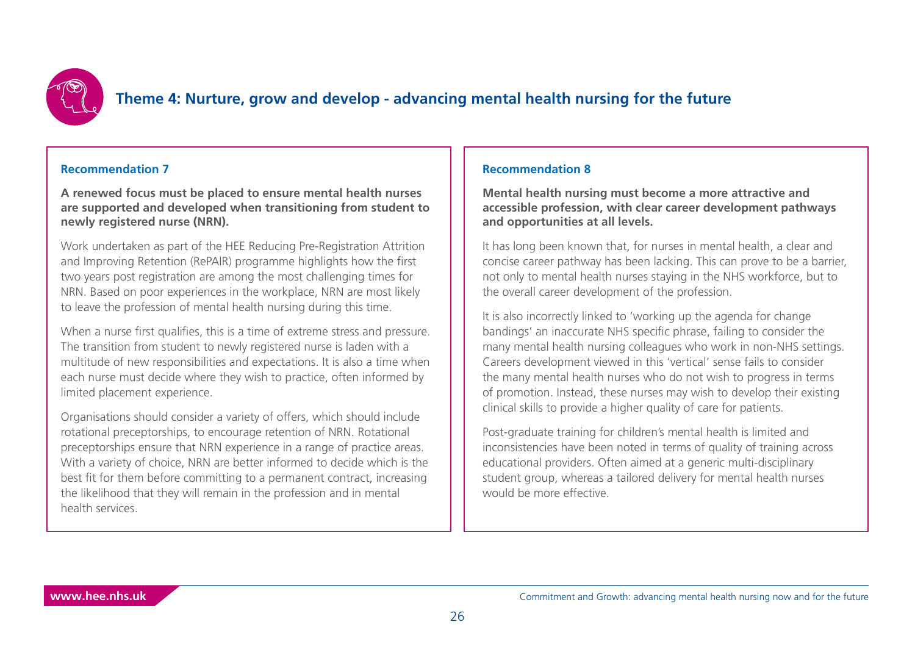## Theme 4: Nurture, grow and develop - advancing mental health nursing for the future

### Recommendation 7

**A renewed focus must be placed to ensure mental health nurses are supported and developed when transitioning from student to newly registered nurse (NRN).**

Work undertaken as part of the HEE Reducing Pre-Registration Attrition and Improving Retention (RePAIR) programme highlights how the first two years post registration are among the most challenging times for NRN. Based on poor experiences in the workplace, NRN are most likely to leave the profession of mental health nursing during this time.

When a nurse first qualifies, this is a time of extreme stress and pressure. The transition from student to newly registered nurse is laden with a multitude of new responsibilities and expectations. It is also a time when each nurse must decide where they wish to practice, often informed by limited placement experience.

Organisations should consider a variety of offers, which should include rotational preceptorships, to encourage retention of NRN. Rotational preceptorships ensure that NRN experience in a range of practice areas. With a variety of choice, NRN are better informed to decide which is the best fit for them before committing to a permanent contract, increasing the likelihood that they will remain in the profession and in mental health services.

### Recommendation 8

**Mental health nursing must become a more attractive and accessible profession, with clear career development pathways and opportunities at all levels.**

It has long been known that, for nurses in mental health, a clear and concise career pathway has been lacking. This can prove to be a barrier, not only to mental health nurses staying in the NHS workforce, but to the overall career development of the profession.

It is also incorrectly linked to 'working up the agenda for change bandings' an inaccurate NHS specific phrase, failing to consider the many mental health nursing colleagues who work in non-NHS settings. Careers development viewed in this 'vertical' sense fails to consider the many mental health nurses who do not wish to progress in terms of promotion. Instead, these nurses may wish to develop their existing clinical skills to provide a higher quality of care for patients.

Post-graduate training for children's mental health is limited and inconsistencies have been noted in terms of quality of training across educational providers. Often aimed at a generic multi-disciplinary student group, whereas a tailored delivery for mental health nurses would be more effective.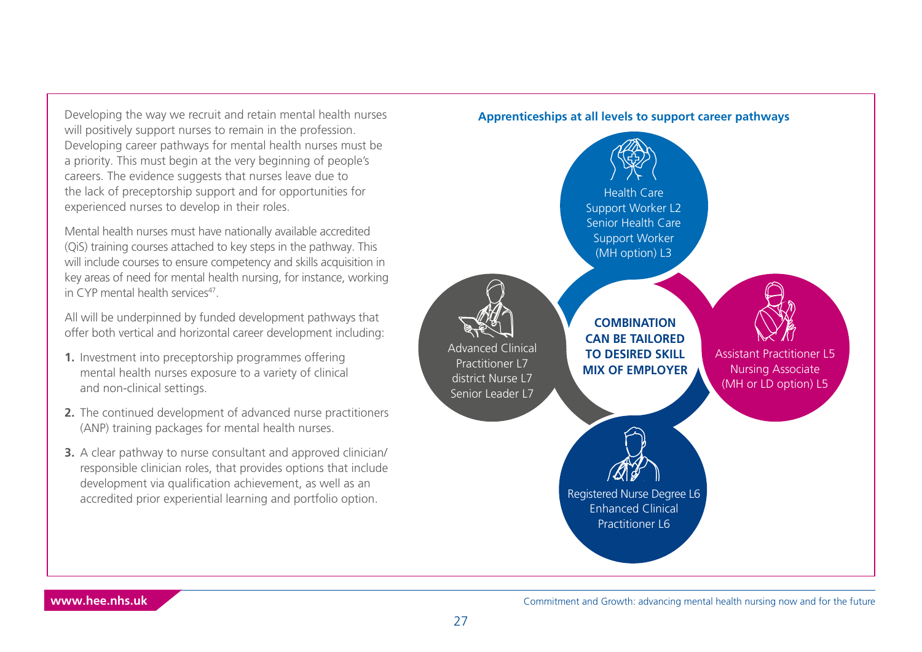Developing the way we recruit and retain mental health nurses will positively support nurses to remain in the profession. Developing career pathways for mental health nurses must be a priority. This must begin at the very beginning of people's careers. The evidence suggests that nurses leave due to the lack of preceptorship support and for opportunities for experienced nurses to develop in their roles.

Mental health nurses must have nationally available accredited (QiS) training courses attached to key steps in the pathway. This will include courses to ensure competency and skills acquisition in key areas of need for mental health nursing, for instance, working in CYP mental health services[47].

All will be underpinned by funded development pathways that offer both vertical and horizontal career development including:

1. Investment into preceptorship programmes offering mental health nurses exposure to a variety of clinical and non-clinical settings.
2. The continued development of advanced nurse practitioners (ANP) training packages for mental health nurses.
3. A clear pathway to nurse consultant and approved clinician/ responsible clinician roles, that provides options that include development via qualification achievement, as well as an accredited prior experiential learning and portfolio option.

**Apprenticeships at all levels to support career pathways**

Health Care Support Worker L2
Senior Health Care Support Worker (MH option) L3

Assistant Practitioner L5
Nursing Associate (MH or LD option) L5

Registered Nurse Degree L6
Enhanced Clinical Practitioner L6

Advanced Clinical Practitioner L7
district Nurse L7
Senior Leader L7

**COMBINATION CAN BE TAILORED TO DESIRED SKILL MIX OF EMPLOYER**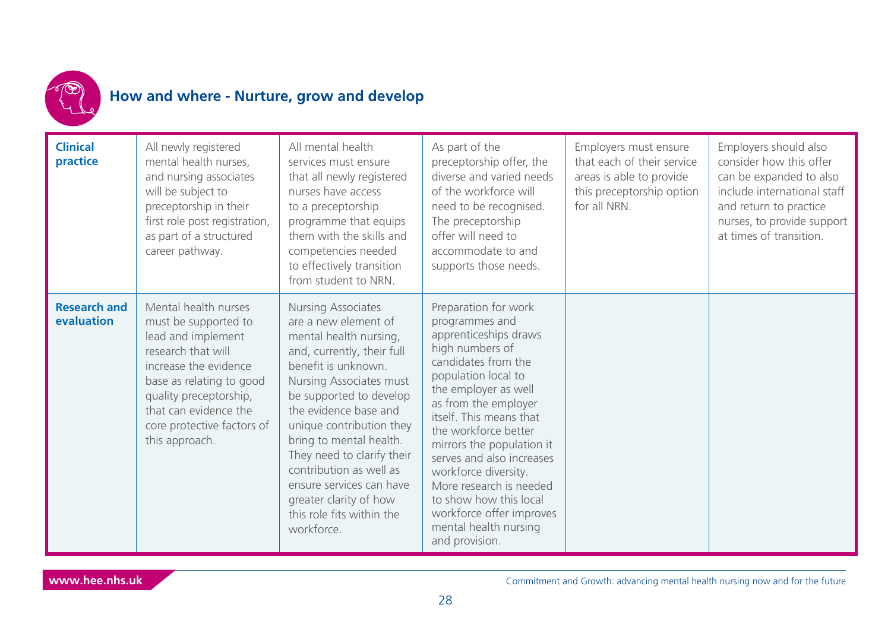## How and where - Nurture, grow and develop

| | | | | | |
|---|---|---|---|---|---|
| **Clinical practice** | All newly registered mental health nurses, and nursing associates will be subject to preceptorship in their first role post registration, as part of a structured career pathway. | All mental health services must ensure that all newly registered nurses have access to a preceptorship programme that equips them with the skills and competencies needed to effectively transition from student to NRN. | As part of the preceptorship offer, the diverse and varied needs of the workforce will need to be recognised. The preceptorship offer will need to accommodate to and supports those needs. | Employers must ensure that each of their service areas is able to provide this preceptorship option for all NRN. | Employers should also consider how this offer can be expanded to also include international staff and return to practice nurses, to provide support at times of transition. |
| **Research and evaluation** | Mental health nurses must be supported to lead and implement research that will increase the evidence base as relating to good quality preceptorship, that can evidence the core protective factors of this approach. | Nursing Associates are a new element of mental health nursing, and, currently, their full benefit is unknown. Nursing Associates must be supported to develop the evidence base and unique contribution they bring to mental health. They need to clarify their contribution as well as ensure services can have greater clarity of how this role fits within the workforce. | Preparation for work programmes and apprenticeships draws high numbers of candidates from the population local to the employer as well as from the employer itself. This means that the workforce better mirrors the population it serves and also increases workforce diversity. More research is needed to show how this local workforce offer improves mental health nursing and provision. | | |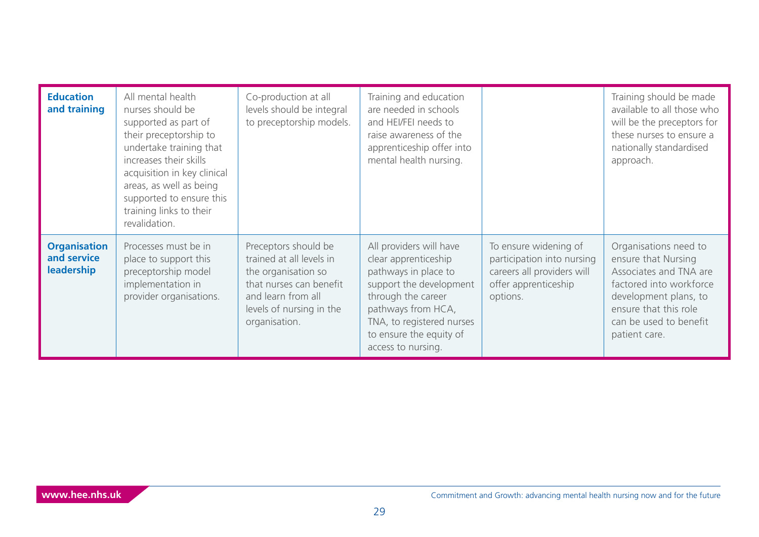| | | | | | |
|---|---|---|---|---|---|
| **Education and training** | All mental health nurses should be supported as part of their preceptorship to undertake training that increases their skills acquisition in key clinical areas, as well as being supported to ensure this training links to their revalidation. | Co-production at all levels should be integral to preceptorship models. | Training and education are needed in schools and HEI/FEI needs to raise awareness of the apprenticeship offer into mental health nursing. | | Training should be made available to all those who will be the preceptors for these nurses to ensure a nationally standardised approach. |
| **Organisation and service leadership** | Processes must be in place to support this preceptorship model implementation in provider organisations. | Preceptors should be trained at all levels in the organisation so that nurses can benefit and learn from all levels of nursing in the organisation. | All providers will have clear apprenticeship pathways in place to support the development through the career pathways from HCA, TNA, to registered nurses to ensure the equity of access to nursing. | To ensure widening of participation into nursing careers all providers will offer apprenticeship options. | Organisations need to ensure that Nursing Associates and TNA are factored into workforce development plans, to ensure that this role can be used to benefit patient care. |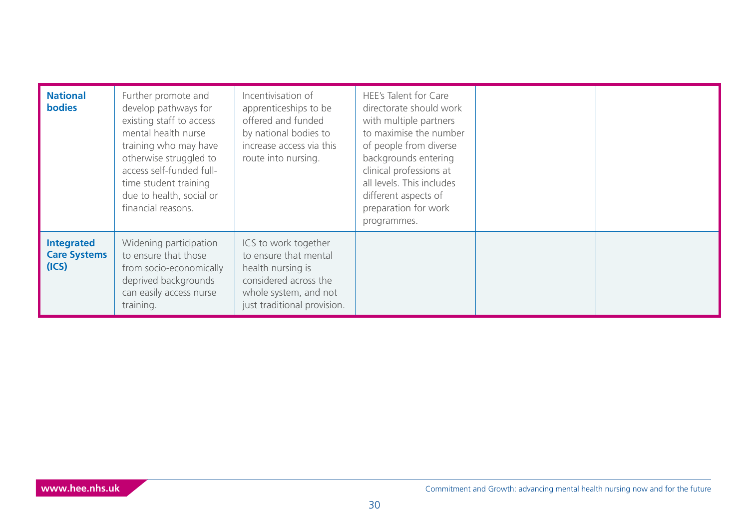| | | | | | |
|---|---|---|---|---|---|
| **National bodies** | Further promote and develop pathways for existing staff to access mental health nurse training who may have otherwise struggled to access self-funded full-time student training due to health, social or financial reasons. | Incentivisation of apprenticeships to be offered and funded by national bodies to increase access via this route into nursing. | HEE's Talent for Care directorate should work with multiple partners to maximise the number of people from diverse backgrounds entering clinical professions at all levels. This includes different aspects of preparation for work programmes. | | |
| **Integrated Care Systems (ICS)** | Widening participation to ensure that those from socio-economically deprived backgrounds can easily access nurse training. | ICS to work together to ensure that mental health nursing is considered across the whole system, and not just traditional provision. | | | |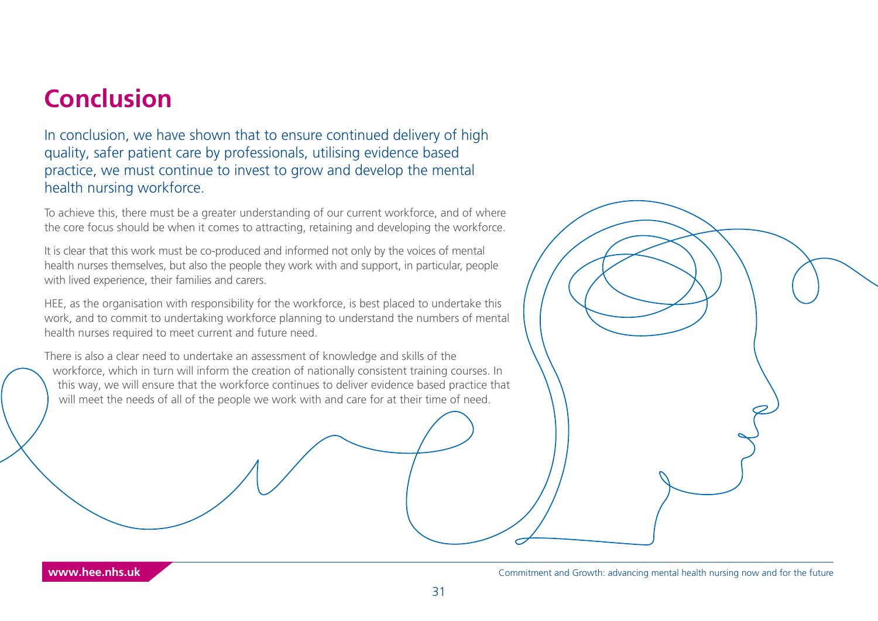# Conclusion

In conclusion, we have shown that to ensure continued delivery of high quality, safer patient care by professionals, utilising evidence based practice, we must continue to invest to grow and develop the mental health nursing workforce.

To achieve this, there must be a greater understanding of our current workforce, and of where the core focus should be when it comes to attracting, retaining and developing the workforce.

It is clear that this work must be co-produced and informed not only by the voices of mental health nurses themselves, but also the people they work with and support, in particular, people with lived experience, their families and carers.

HEE, as the organisation with responsibility for the workforce, is best placed to undertake this work, and to commit to undertaking workforce planning to understand the numbers of mental health nurses required to meet current and future need.

There is also a clear need to undertake an assessment of knowledge and skills of the workforce, which in turn will inform the creation of nationally consistent training courses. In this way, we will ensure that the workforce continues to deliver evidence based practice that will meet the needs of all of the people we work with and care for at their time of need.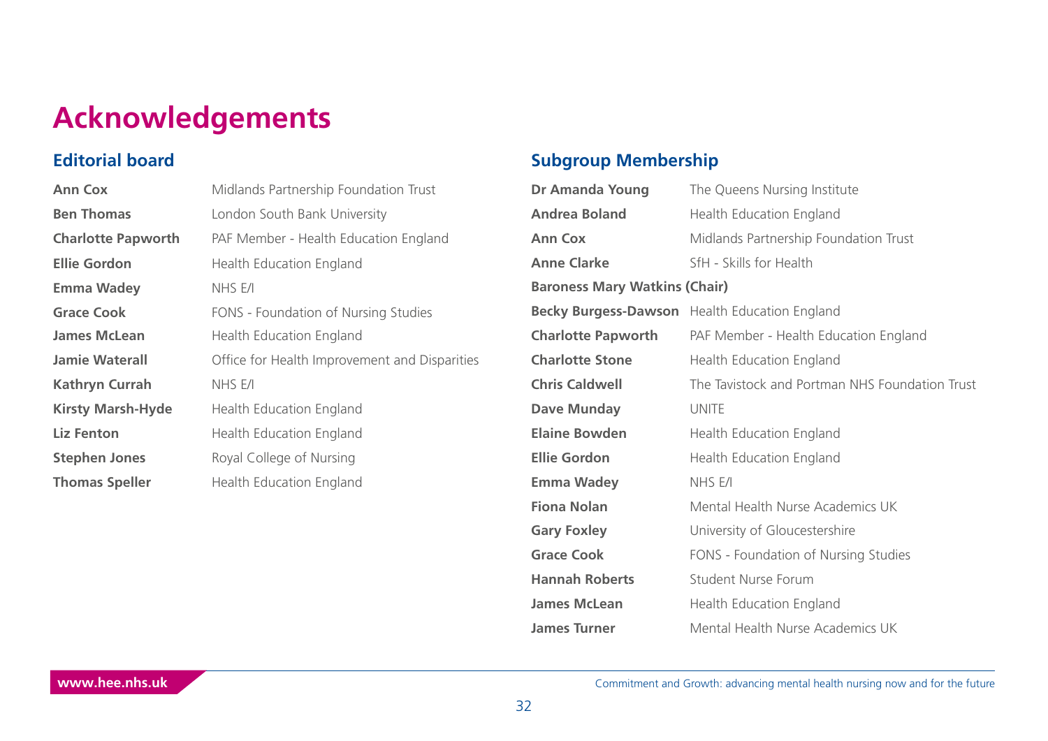# Acknowledgements

## Editorial board

| | |
|---|---|
| **Ann Cox** | Midlands Partnership Foundation Trust |
| **Ben Thomas** | London South Bank University |
| **Charlotte Papworth** | PAF Member - Health Education England |
| **Ellie Gordon** | Health Education England |
| **Emma Wadey** | NHS E/I |
| **Grace Cook** | FONS - Foundation of Nursing Studies |
| **James McLean** | Health Education England |
| **Jamie Waterall** | Office for Health Improvement and Disparities |
| **Kathryn Currah** | NHS E/I |
| **Kirsty Marsh-Hyde** | Health Education England |
| **Liz Fenton** | Health Education England |
| **Stephen Jones** | Royal College of Nursing |
| **Thomas Speller** | Health Education England |

## Subgroup Membership

| | |
|---|---|
| **Dr Amanda Young** | The Queens Nursing Institute |
| **Andrea Boland** | Health Education England |
| **Ann Cox** | Midlands Partnership Foundation Trust |
| **Anne Clarke** | SfH - Skills for Health |
| **Baroness Mary Watkins (Chair)** | |
| **Becky Burgess-Dawson** | Health Education England |
| **Charlotte Papworth** | PAF Member - Health Education England |
| **Charlotte Stone** | Health Education England |
| **Chris Caldwell** | The Tavistock and Portman NHS Foundation Trust |
| **Dave Munday** | UNITE |
| **Elaine Bowden** | Health Education England |
| **Ellie Gordon** | Health Education England |
| **Emma Wadey** | NHS E/I |
| **Fiona Nolan** | Mental Health Nurse Academics UK |
| **Gary Foxley** | University of Gloucestershire |
| **Grace Cook** | FONS - Foundation of Nursing Studies |
| **Hannah Roberts** | Student Nurse Forum |
| **James McLean** | Health Education England |
| **James Turner** | Mental Health Nurse Academics UK |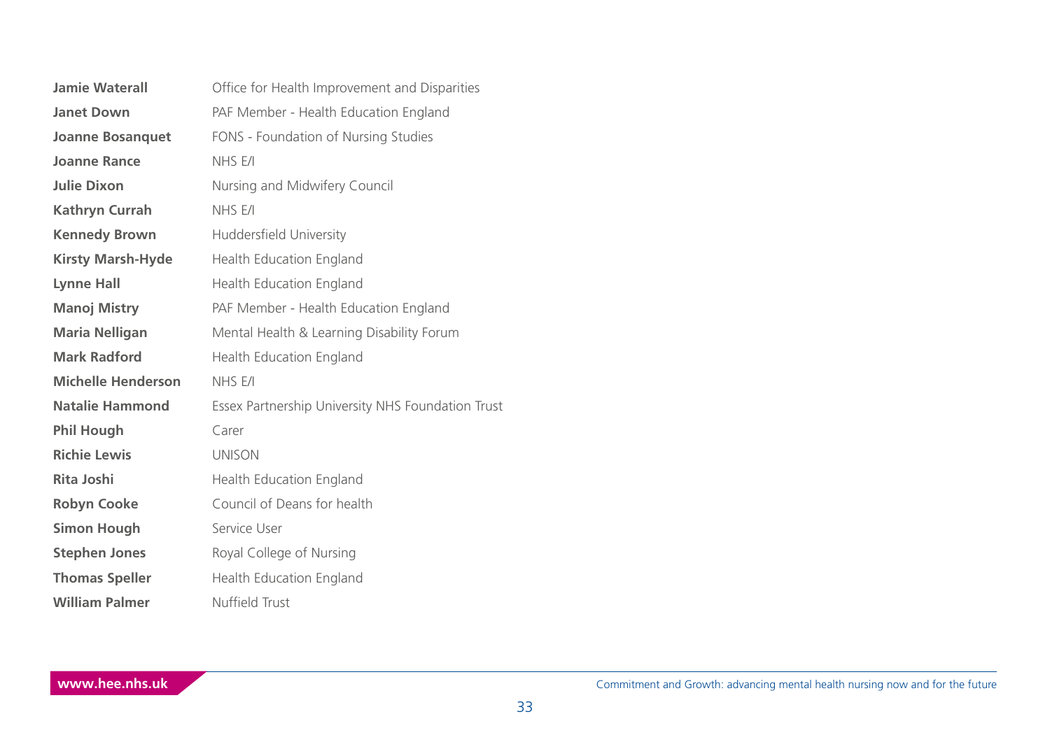| | |
|---|---|
| **Jamie Waterall** | Office for Health Improvement and Disparities |
| **Janet Down** | PAF Member - Health Education England |
| **Joanne Bosanquet** | FONS - Foundation of Nursing Studies |
| **Joanne Rance** | NHS E/I |
| **Julie Dixon** | Nursing and Midwifery Council |
| **Kathryn Currah** | NHS E/I |
| **Kennedy Brown** | Huddersfield University |
| **Kirsty Marsh-Hyde** | Health Education England |
| **Lynne Hall** | Health Education England |
| **Manoj Mistry** | PAF Member - Health Education England |
| **Maria Nelligan** | Mental Health & Learning Disability Forum |
| **Mark Radford** | Health Education England |
| **Michelle Henderson** | NHS E/I |
| **Natalie Hammond** | Essex Partnership University NHS Foundation Trust |
| **Phil Hough** | Carer |
| **Richie Lewis** | UNISON |
| **Rita Joshi** | Health Education England |
| **Robyn Cooke** | Council of Deans for health |
| **Simon Hough** | Service User |
| **Stephen Jones** | Royal College of Nursing |
| **Thomas Speller** | Health Education England |
| **William Palmer** | Nuffield Trust |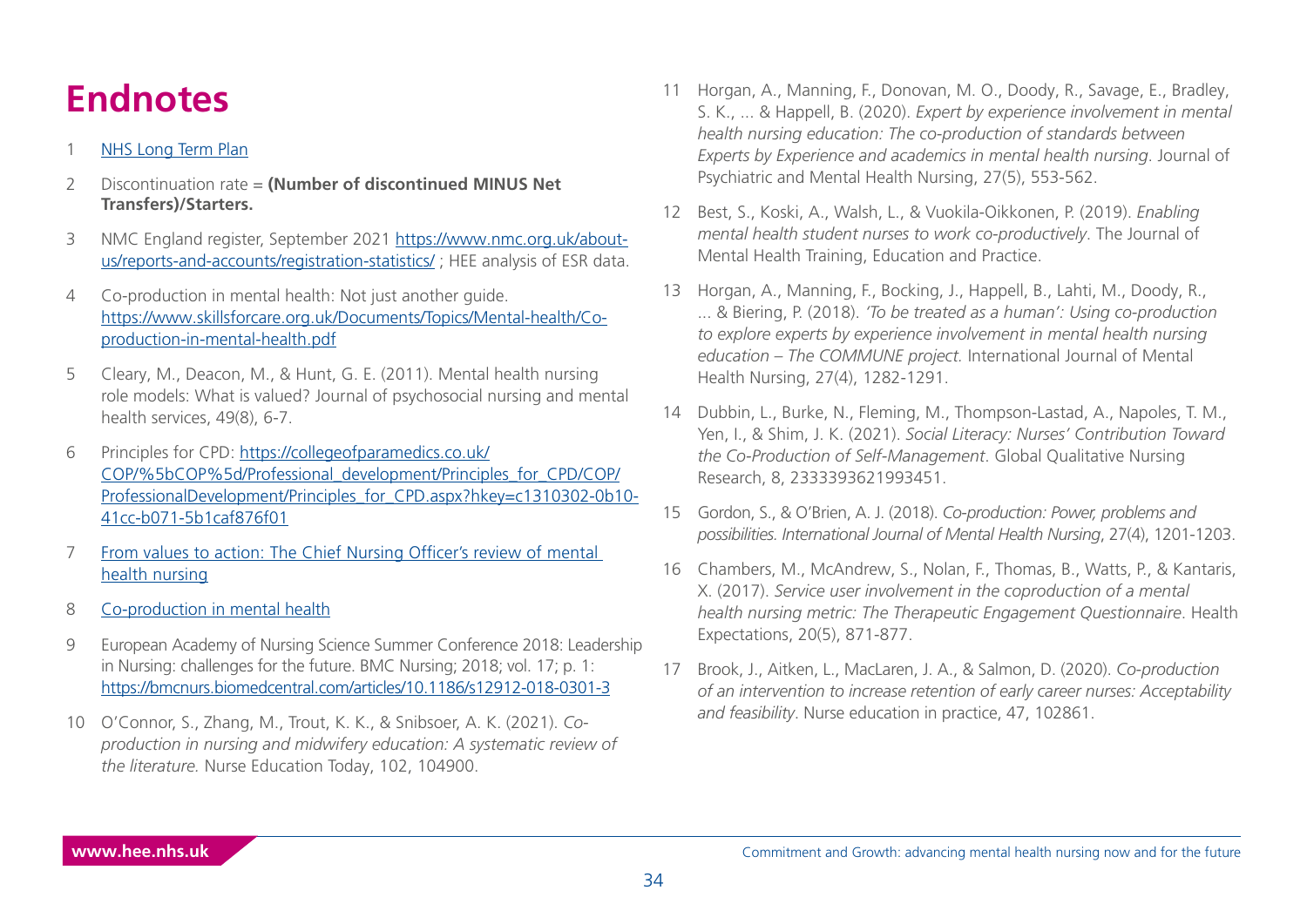# Endnotes

1. [NHS Long Term Plan]
2. Discontinuation rate = **(Number of discontinued MINUS Net Transfers)/Starters.**
3. NMC England register, September 2021 https://www.nmc.org.uk/about-us/reports-and-accounts/registration-statistics/ ; HEE analysis of ESR data.
4. Co-production in mental health: Not just another guide. https://www.skillsforcare.org.uk/Documents/Topics/Mental-health/Co-production-in-mental-health.pdf
5. Cleary, M., Deacon, M., & Hunt, G. E. (2011). Mental health nursing role models: What is valued? Journal of psychosocial nursing and mental health services, 49(8), 6-7.
6. Principles for CPD: https://collegeofparamedics.co.uk/COP/%5bCOP%5d/Professional_development/Principles_for_CPD/COP/ProfessionalDevelopment/Principles_for_CPD.aspx?hkey=c1310302-0b10-41cc-b071-5b1caf876f01
7. [From values to action: The Chief Nursing Officer's review of mental health nursing]
8. [Co-production in mental health]
9. European Academy of Nursing Science Summer Conference 2018: Leadership in Nursing: challenges for the future. BMC Nursing; 2018; vol. 17; p. 1: https://bmcnurs.biomedcentral.com/articles/10.1186/s12912-018-0301-3
10. O'Connor, S., Zhang, M., Trout, K. K., & Snibsoer, A. K. (2021). *Co-production in nursing and midwifery education: A systematic review of the literature.* Nurse Education Today, 102, 104900.
11. Horgan, A., Manning, F., Donovan, M. O., Doody, R., Savage, E., Bradley, S. K., ... & Happell, B. (2020). *Expert by experience involvement in mental health nursing education: The co-production of standards between Experts by Experience and academics in mental health nursing*. Journal of Psychiatric and Mental Health Nursing, 27(5), 553-562.
12. Best, S., Koski, A., Walsh, L., & Vuokila-Oikkonen, P. (2019). *Enabling mental health student nurses to work co-productively*. The Journal of Mental Health Training, Education and Practice.
13. Horgan, A., Manning, F., Bocking, J., Happell, B., Lahti, M., Doody, R., ... & Biering, P. (2018). *'To be treated as a human': Using co-production to explore experts by experience involvement in mental health nursing education – The COMMUNE project.* International Journal of Mental Health Nursing, 27(4), 1282-1291.
14. Dubbin, L., Burke, N., Fleming, M., Thompson-Lastad, A., Napoles, T. M., Yen, I., & Shim, J. K. (2021). *Social Literacy: Nurses' Contribution Toward the Co-Production of Self-Management*. Global Qualitative Nursing Research, 8, 2333393621993451.
15. Gordon, S., & O'Brien, A. J. (2018). *Co-production: Power, problems and possibilities. International Journal of Mental Health Nursing*, 27(4), 1201-1203.
16. Chambers, M., McAndrew, S., Nolan, F., Thomas, B., Watts, P., & Kantaris, X. (2017). *Service user involvement in the coproduction of a mental health nursing metric: The Therapeutic Engagement Questionnaire*. Health Expectations, 20(5), 871-877.
17. Brook, J., Aitken, L., MacLaren, J. A., & Salmon, D. (2020). *Co-production of an intervention to increase retention of early career nurses: Acceptability and feasibility*. Nurse education in practice, 47, 102861.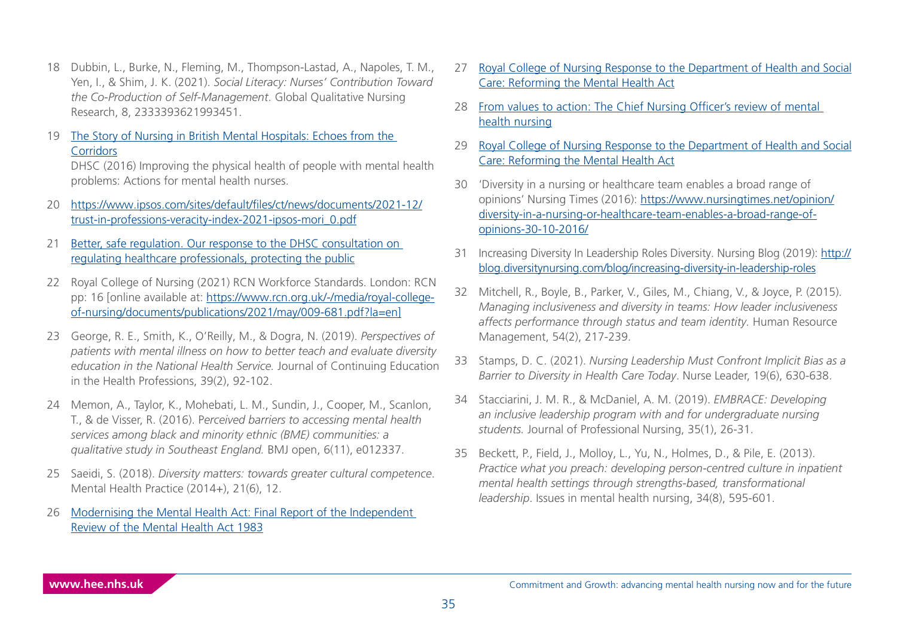18 Dubbin, L., Burke, N., Fleming, M., Thompson-Lastad, A., Napoles, T. M., Yen, I., & Shim, J. K. (2021). *Social Literacy: Nurses' Contribution Toward the Co-Production of Self-Management*. Global Qualitative Nursing Research, 8, 2333393621993451.

19 The Story of Nursing in British Mental Hospitals: Echoes from the Corridors
DHSC (2016) Improving the physical health of people with mental health problems: Actions for mental health nurses.

20 https://www.ipsos.com/sites/default/files/ct/news/documents/2021-12/trust-in-professions-veracity-index-2021-ipsos-mori_0.pdf

21 Better, safe regulation. Our response to the DHSC consultation on regulating healthcare professionals, protecting the public

22 Royal College of Nursing (2021) RCN Workforce Standards. London: RCN pp: 16 [online available at: https://www.rcn.org.uk/-/media/royal-college-of-nursing/documents/publications/2021/may/009-681.pdf?la=en]

23 George, R. E., Smith, K., O'Reilly, M., & Dogra, N. (2019). *Perspectives of patients with mental illness on how to better teach and evaluate diversity education in the National Health Service.* Journal of Continuing Education in the Health Professions, 39(2), 92-102.

24 Memon, A., Taylor, K., Mohebati, L. M., Sundin, J., Cooper, M., Scanlon, T., & de Visser, R. (2016). P*erceived barriers to accessing mental health services among black and minority ethnic (BME) communities: a qualitative study in Southeast England.* BMJ open, 6(11), e012337.

25 Saeidi, S. (2018). *Diversity matters: towards greater cultural competence*. Mental Health Practice (2014+), 21(6), 12.

26 Modernising the Mental Health Act: Final Report of the Independent Review of the Mental Health Act 1983

27 Royal College of Nursing Response to the Department of Health and Social Care: Reforming the Mental Health Act

28 From values to action: The Chief Nursing Officer's review of mental health nursing

29 Royal College of Nursing Response to the Department of Health and Social Care: Reforming the Mental Health Act

30 'Diversity in a nursing or healthcare team enables a broad range of opinions' Nursing Times (2016): https://www.nursingtimes.net/opinion/diversity-in-a-nursing-or-healthcare-team-enables-a-broad-range-of-opinions-30-10-2016/

31 Increasing Diversity In Leadership Roles Diversity. Nursing Blog (2019): http://blog.diversitynursing.com/blog/increasing-diversity-in-leadership-roles

32 Mitchell, R., Boyle, B., Parker, V., Giles, M., Chiang, V., & Joyce, P. (2015). *Managing inclusiveness and diversity in teams: How leader inclusiveness affects performance through status and team identity.* Human Resource Management, 54(2), 217-239.

33 Stamps, D. C. (2021). *Nursing Leadership Must Confront Implicit Bias as a Barrier to Diversity in Health Care Today*. Nurse Leader, 19(6), 630-638.

34 Stacciarini, J. M. R., & McDaniel, A. M. (2019). *EMBRACE: Developing an inclusive leadership program with and for undergraduate nursing students.* Journal of Professional Nursing, 35(1), 26-31.

35 Beckett, P., Field, J., Molloy, L., Yu, N., Holmes, D., & Pile, E. (2013). *Practice what you preach: developing person-centred culture in inpatient mental health settings through strengths-based, transformational leadership*. Issues in mental health nursing, 34(8), 595-601.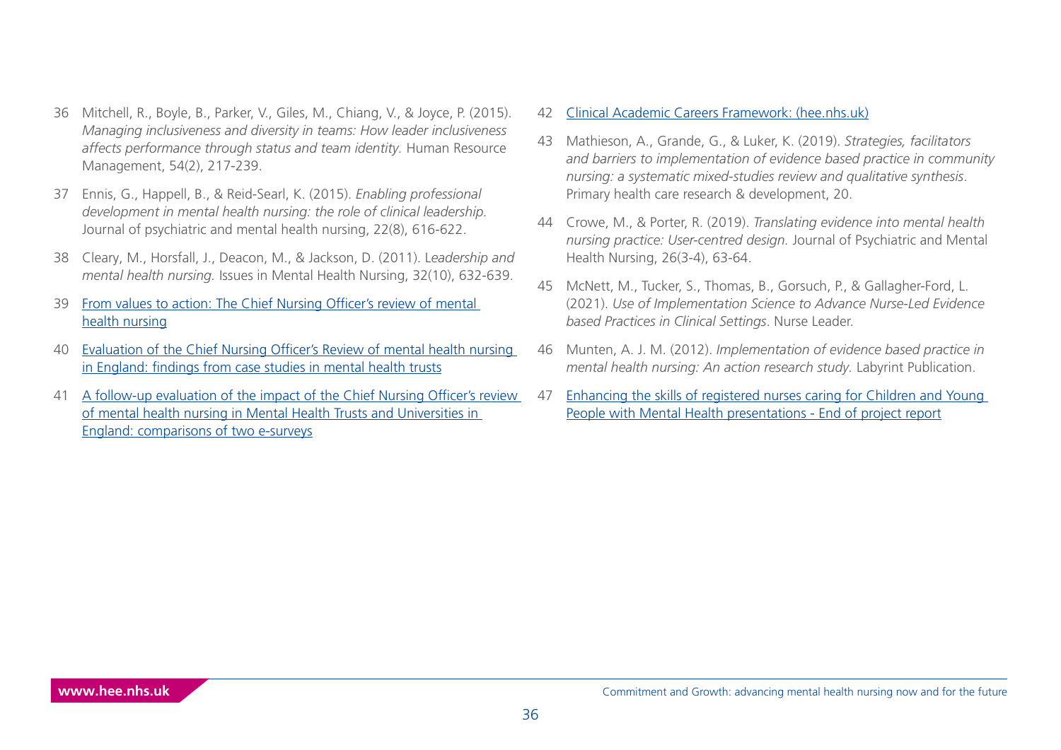36 Mitchell, R., Boyle, B., Parker, V., Giles, M., Chiang, V., & Joyce, P. (2015). *Managing inclusiveness and diversity in teams: How leader inclusiveness affects performance through status and team identity.* Human Resource Management, 54(2), 217-239.

37 Ennis, G., Happell, B., & Reid-Searl, K. (2015). *Enabling professional development in mental health nursing: the role of clinical leadership.* Journal of psychiatric and mental health nursing, 22(8), 616-622.

38 Cleary, M., Horsfall, J., Deacon, M., & Jackson, D. (2011). *Leadership and mental health nursing.* Issues in Mental Health Nursing, 32(10), 632-639.

39 From values to action: The Chief Nursing Officer's review of mental health nursing

40 Evaluation of the Chief Nursing Officer's Review of mental health nursing in England: findings from case studies in mental health trusts

41 A follow-up evaluation of the impact of the Chief Nursing Officer's review of mental health nursing in Mental Health Trusts and Universities in England: comparisons of two e-surveys

42 Clinical Academic Careers Framework: (hee.nhs.uk)

43 Mathieson, A., Grande, G., & Luker, K. (2019). *Strategies, facilitators and barriers to implementation of evidence based practice in community nursing: a systematic mixed-studies review and qualitative synthesis*. Primary health care research & development, 20.

44 Crowe, M., & Porter, R. (2019). *Translating evidence into mental health nursing practice: User-centred design.* Journal of Psychiatric and Mental Health Nursing, 26(3-4), 63-64.

45 McNett, M., Tucker, S., Thomas, B., Gorsuch, P., & Gallagher-Ford, L. (2021). *Use of Implementation Science to Advance Nurse-Led Evidence based Practices in Clinical Settings*. Nurse Leader.

46 Munten, A. J. M. (2012). *Implementation of evidence based practice in mental health nursing: An action research study.* Labyrint Publication.

47 Enhancing the skills of registered nurses caring for Children and Young People with Mental Health presentations - End of project report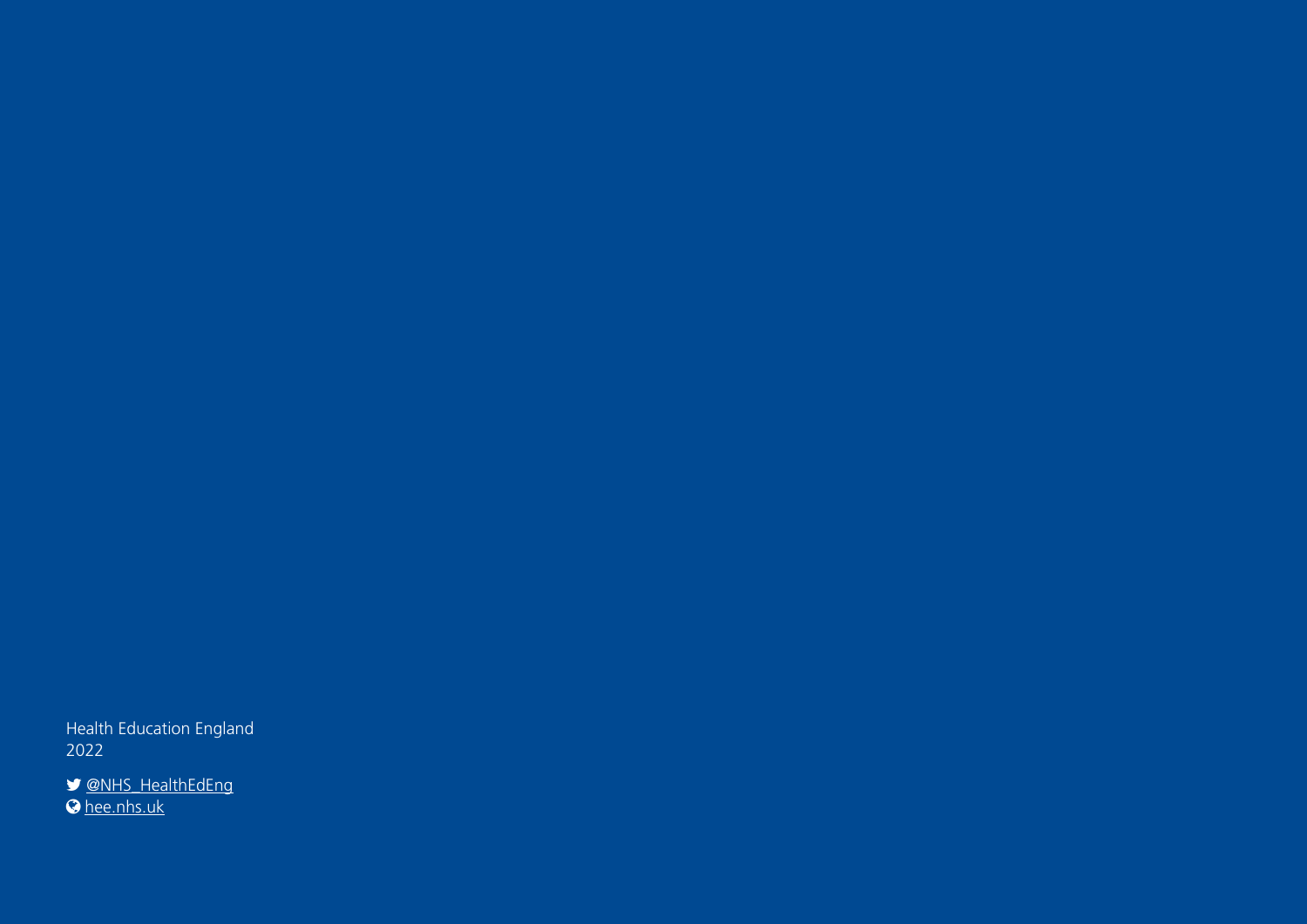Health Education England
2022

@NHS_HealthEdEng
hee.nhs.uk